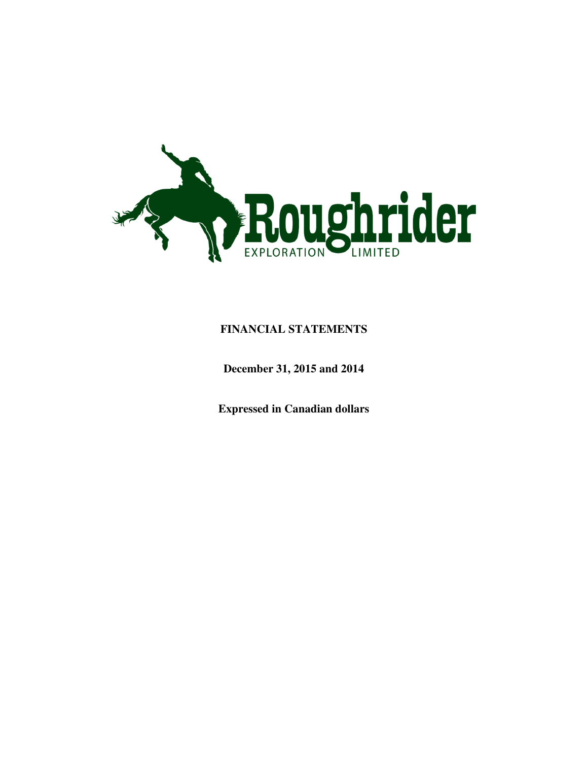Roughrider

EXPLORATION LIMITED

**FINANCIAL STATEMENTS**

**December 31, 2015 and 2014**

**Expressed in Canadian dollars**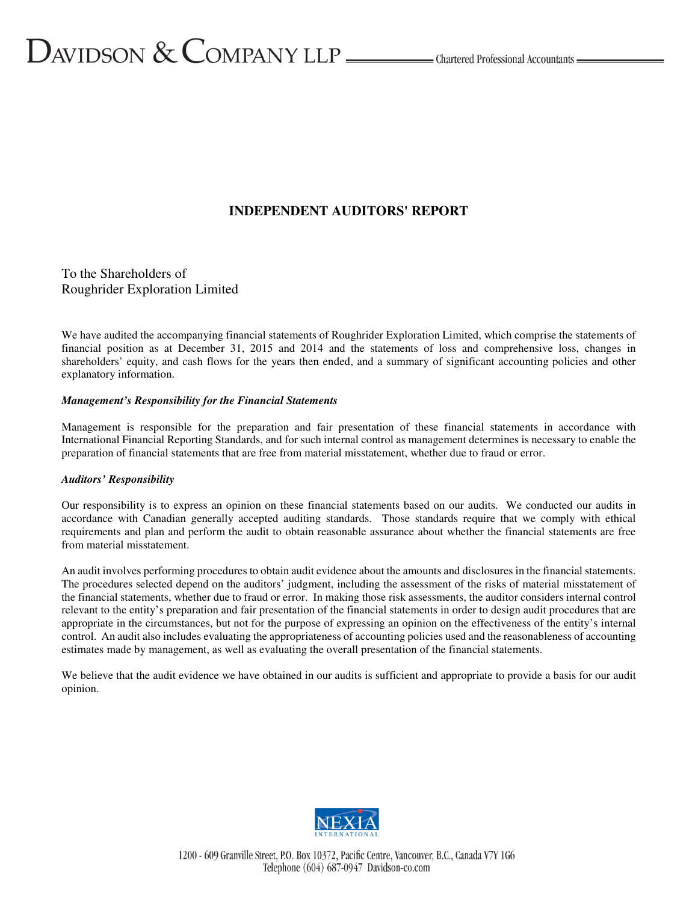DAVIDSON & COMPANY LLP Chartered Professional Accountants

## INDEPENDENT AUDITORS' REPORT

To the Shareholders of
Roughrider Exploration Limited

We have audited the accompanying financial statements of Roughrider Exploration Limited, which comprise the statements of financial position as at December 31, 2015 and 2014 and the statements of loss and comprehensive loss, changes in shareholders' equity, and cash flows for the years then ended, and a summary of significant accounting policies and other explanatory information.

***Management's Responsibility for the Financial Statements***

Management is responsible for the preparation and fair presentation of these financial statements in accordance with International Financial Reporting Standards, and for such internal control as management determines is necessary to enable the preparation of financial statements that are free from material misstatement, whether due to fraud or error.

***Auditors' Responsibility***

Our responsibility is to express an opinion on these financial statements based on our audits. We conducted our audits in accordance with Canadian generally accepted auditing standards. Those standards require that we comply with ethical requirements and plan and perform the audit to obtain reasonable assurance about whether the financial statements are free from material misstatement.

An audit involves performing procedures to obtain audit evidence about the amounts and disclosures in the financial statements. The procedures selected depend on the auditors' judgment, including the assessment of the risks of material misstatement of the financial statements, whether due to fraud or error. In making those risk assessments, the auditor considers internal control relevant to the entity's preparation and fair presentation of the financial statements in order to design audit procedures that are appropriate in the circumstances, but not for the purpose of expressing an opinion on the effectiveness of the entity's internal control. An audit also includes evaluating the appropriateness of accounting policies used and the reasonableness of accounting estimates made by management, as well as evaluating the overall presentation of the financial statements.

We believe that the audit evidence we have obtained in our audits is sufficient and appropriate to provide a basis for our audit opinion.

NEXIA INTERNATIONAL

1200 - 609 Granville Street, P.O. Box 10372, Pacific Centre, Vancouver, B.C., Canada V7Y 1G6
Telephone (604) 687-0947 Davidson-co.com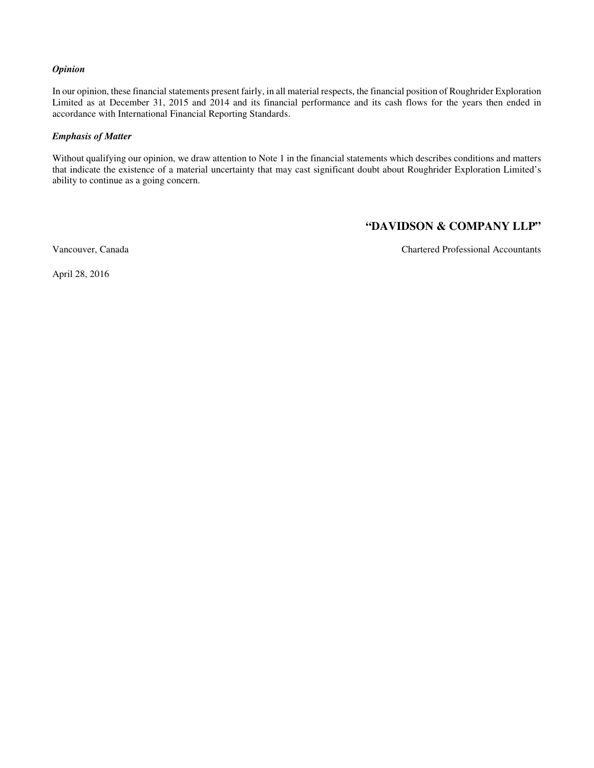***Opinion***

In our opinion, these financial statements present fairly, in all material respects, the financial position of Roughrider Exploration Limited as at December 31, 2015 and 2014 and its financial performance and its cash flows for the years then ended in accordance with International Financial Reporting Standards.

***Emphasis of Matter***

Without qualifying our opinion, we draw attention to Note 1 in the financial statements which describes conditions and matters that indicate the existence of a material uncertainty that may cast significant doubt about Roughrider Exploration Limited's ability to continue as a going concern.

**"DAVIDSON & COMPANY LLP"**

Vancouver, Canada

Chartered Professional Accountants

April 28, 2016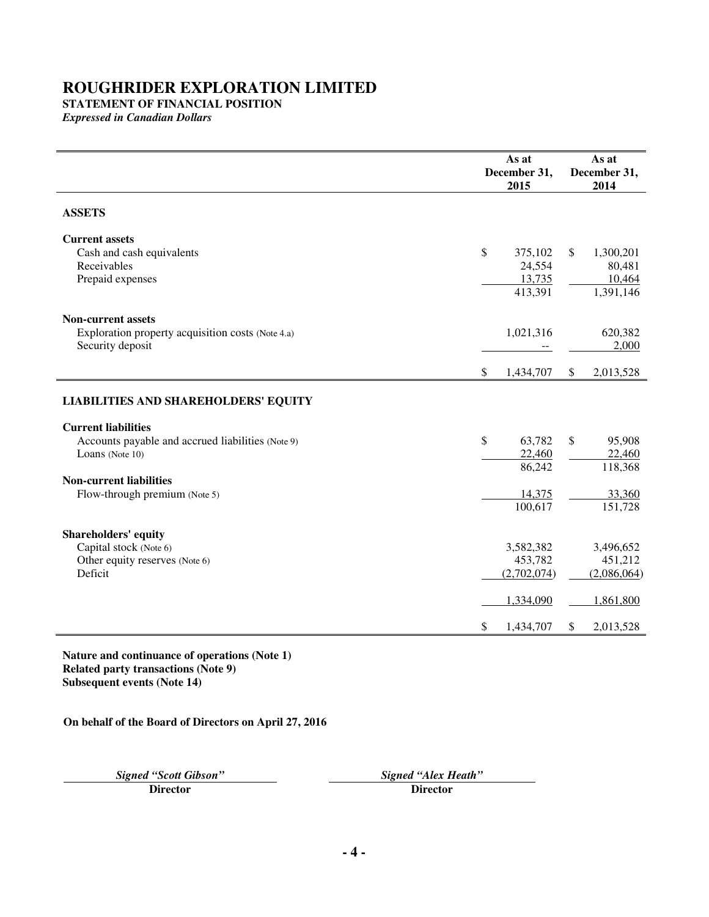# ROUGHRIDER EXPLORATION LIMITED

**STATEMENT OF FINANCIAL POSITION**

*Expressed in Canadian Dollars*

| | As at December 31, 2015 | As at December 31, 2014 |
|---|---|---|
| **ASSETS** | | |
| **Current assets** | | |
| Cash and cash equivalents | $ 375,102 | $ 1,300,201 |
| Receivables | 24,554 | 80,481 |
| Prepaid expenses | 13,735 | 10,464 |
| | 413,391 | 1,391,146 |
| **Non-current assets** | | |
| Exploration property acquisition costs (Note 4.a) | 1,021,316 | 620,382 |
| Security deposit | -- | 2,000 |
| | $ 1,434,707 | $ 2,013,528 |
| **LIABILITIES AND SHAREHOLDERS' EQUITY** | | |
| **Current liabilities** | | |
| Accounts payable and accrued liabilities (Note 9) | $ 63,782 | $ 95,908 |
| Loans (Note 10) | 22,460 | 22,460 |
| | 86,242 | 118,368 |
| **Non-current liabilities** | | |
| Flow-through premium (Note 5) | 14,375 | 33,360 |
| | 100,617 | 151,728 |
| **Shareholders' equity** | | |
| Capital stock (Note 6) | 3,582,382 | 3,496,652 |
| Other equity reserves (Note 6) | 453,782 | 451,212 |
| Deficit | (2,702,074) | (2,086,064) |
| | 1,334,090 | 1,861,800 |
| | $ 1,434,707 | $ 2,013,528 |

**Nature and continuance of operations (Note 1)**
**Related party transactions (Note 9)**
**Subsequent events (Note 14)**

**On behalf of the Board of Directors on April 27, 2016**

*Signed "Scott Gibson"*
**Director**

*Signed "Alex Heath"*
**Director**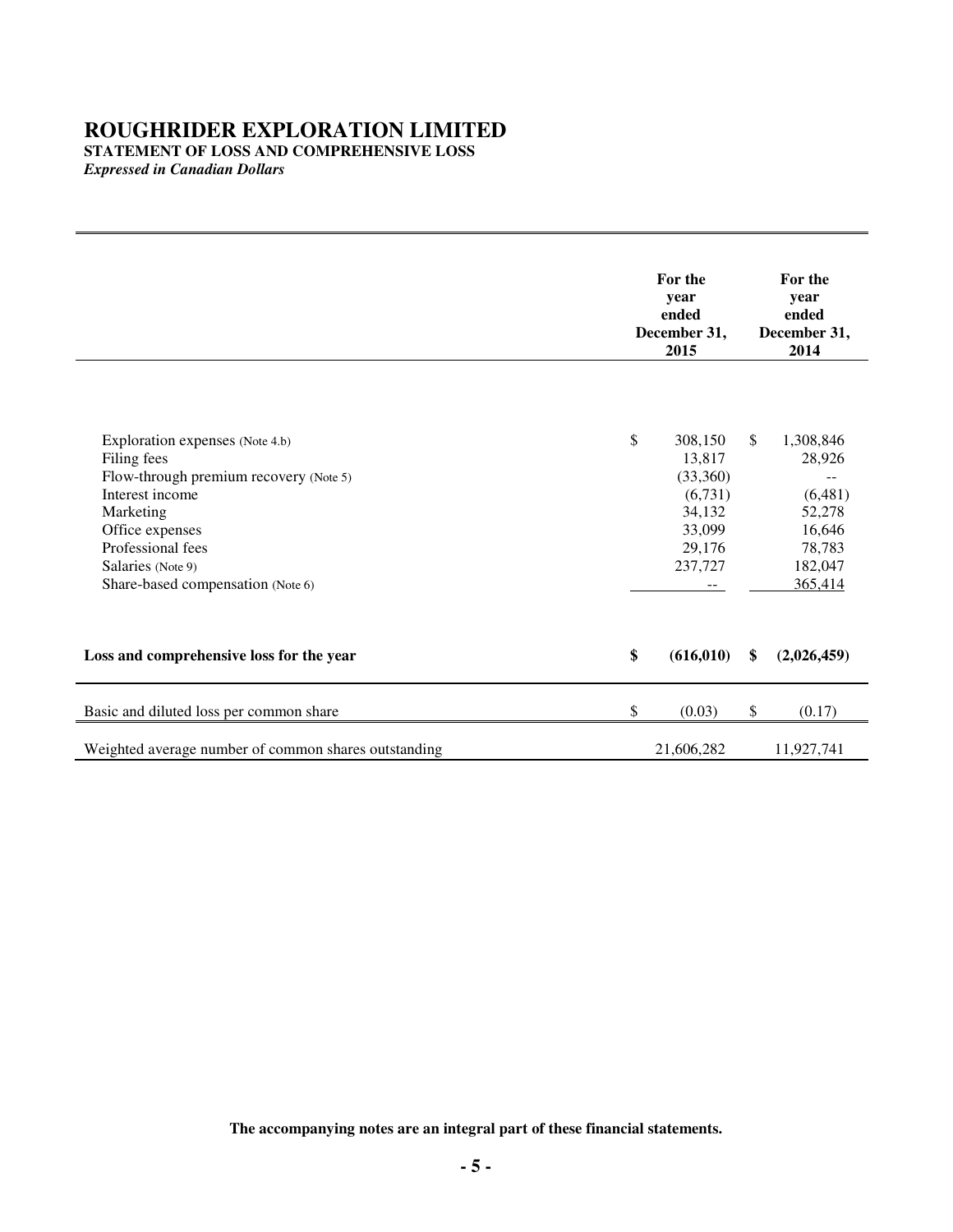# ROUGHRIDER EXPLORATION LIMITED

**STATEMENT OF LOSS AND COMPREHENSIVE LOSS**

*Expressed in Canadian Dollars*

| | For the year ended December 31, 2015 | For the year ended December 31, 2014 |
|---|---|---|
| Exploration expenses (Note 4.b) | $ 308,150 | $ 1,308,846 |
| Filing fees | 13,817 | 28,926 |
| Flow-through premium recovery (Note 5) | (33,360) | -- |
| Interest income | (6,731) | (6,481) |
| Marketing | 34,132 | 52,278 |
| Office expenses | 33,099 | 16,646 |
| Professional fees | 29,176 | 78,783 |
| Salaries (Note 9) | 237,727 | 182,047 |
| Share-based compensation (Note 6) | -- | 365,414 |
| **Loss and comprehensive loss for the year** | **$ (616,010)** | **$ (2,026,459)** |
| Basic and diluted loss per common share | $ (0.03) | $ (0.17) |
| Weighted average number of common shares outstanding | 21,606,282 | 11,927,741 |

**The accompanying notes are an integral part of these financial statements.**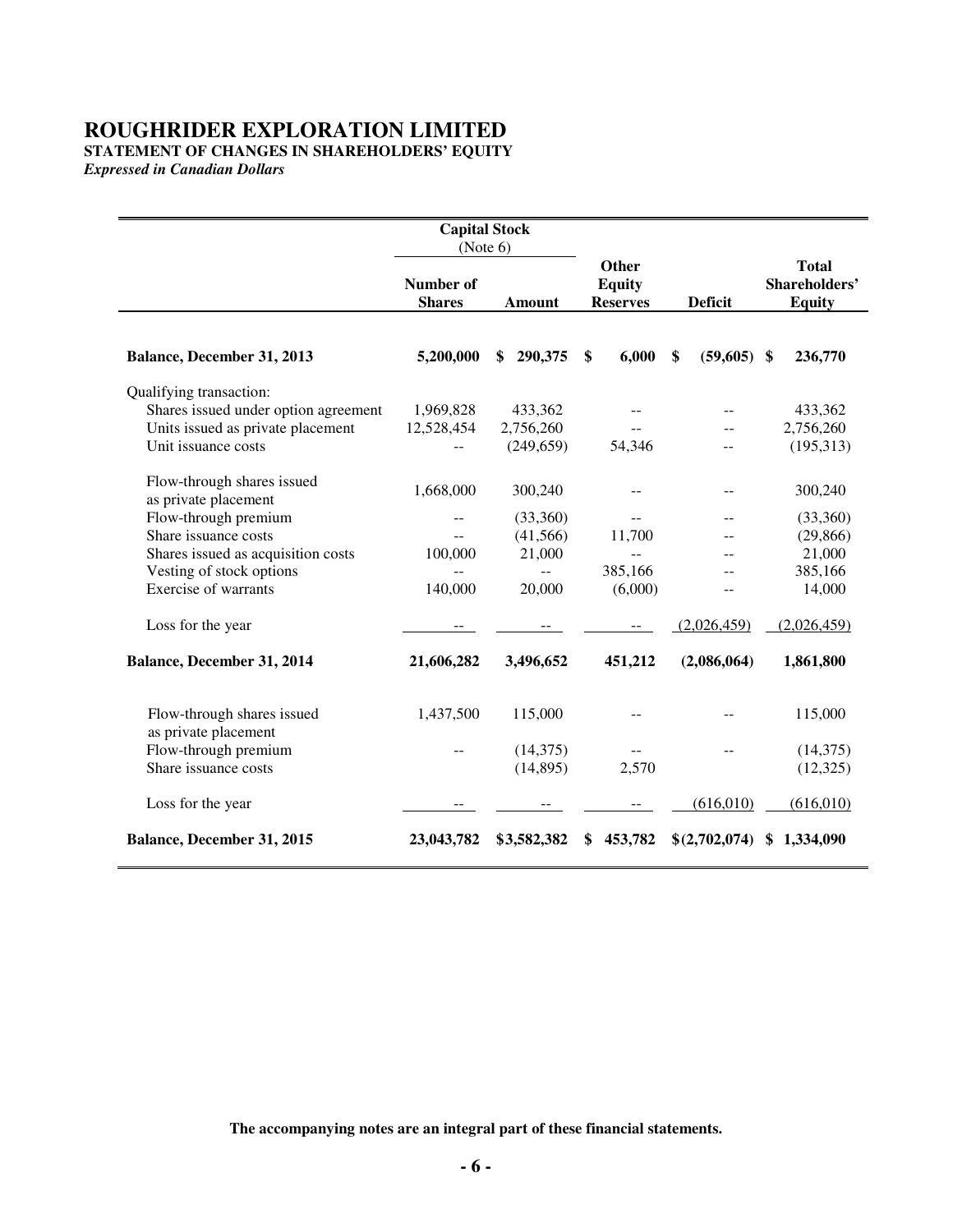# ROUGHRIDER EXPLORATION LIMITED

**STATEMENT OF CHANGES IN SHAREHOLDERS' EQUITY**

*Expressed in Canadian Dollars*

| | Capital Stock (Note 6) | | | | |
|---|---|---|---|---|---|
| | **Number of Shares** | **Amount** | **Other Equity Reserves** | **Deficit** | **Total Shareholders' Equity** |
| **Balance, December 31, 2013** | **5,200,000** | **$ 290,375** | **$ 6,000** | **$ (59,605)** | **$ 236,770** |
| Qualifying transaction: | | | | | |
| Shares issued under option agreement | 1,969,828 | 433,362 | -- | -- | 433,362 |
| Units issued as private placement | 12,528,454 | 2,756,260 | -- | -- | 2,756,260 |
| Unit issuance costs | -- | (249,659) | 54,346 | -- | (195,313) |
| Flow-through shares issued as private placement | 1,668,000 | 300,240 | -- | -- | 300,240 |
| Flow-through premium | -- | (33,360) | -- | -- | (33,360) |
| Share issuance costs | -- | (41,566) | 11,700 | -- | (29,866) |
| Shares issued as acquisition costs | 100,000 | 21,000 | -- | -- | 21,000 |
| Vesting of stock options | -- | -- | 385,166 | -- | 385,166 |
| Exercise of warrants | 140,000 | 20,000 | (6,000) | -- | 14,000 |
| Loss for the year | -- | -- | -- | (2,026,459) | (2,026,459) |
| **Balance, December 31, 2014** | **21,606,282** | **3,496,652** | **451,212** | **(2,086,064)** | **1,861,800** |
| Flow-through shares issued as private placement | 1,437,500 | 115,000 | -- | -- | 115,000 |
| Flow-through premium | -- | (14,375) | -- | -- | (14,375) |
| Share issuance costs | | (14,895) | 2,570 | | (12,325) |
| Loss for the year | -- | -- | -- | (616,010) | (616,010) |
| **Balance, December 31, 2015** | **23,043,782** | **$3,582,382** | **$ 453,782** | **$(2,702,074)** | **$ 1,334,090** |

**The accompanying notes are an integral part of these financial statements.**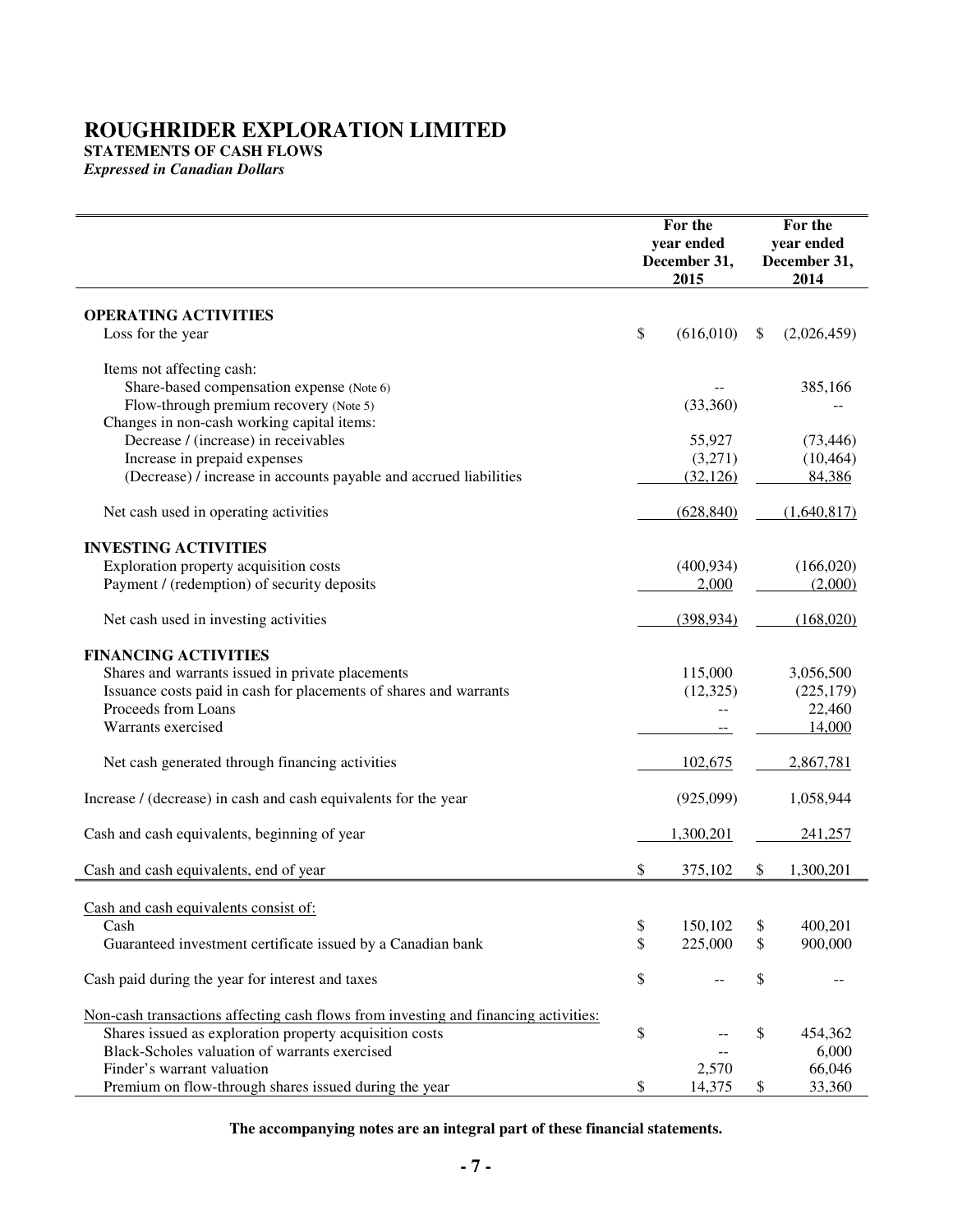# ROUGHRIDER EXPLORATION LIMITED

**STATEMENTS OF CASH FLOWS**

*Expressed in Canadian Dollars*

| | For the year ended December 31, 2015 | For the year ended December 31, 2014 |
|---|---|---|
| **OPERATING ACTIVITIES** | | |
| Loss for the year | $ (616,010) | $ (2,026,459) |
| Items not affecting cash: | | |
| Share-based compensation expense (Note 6) | -- | 385,166 |
| Flow-through premium recovery (Note 5) | (33,360) | -- |
| Changes in non-cash working capital items: | | |
| Decrease / (increase) in receivables | 55,927 | (73,446) |
| Increase in prepaid expenses | (3,271) | (10,464) |
| (Decrease) / increase in accounts payable and accrued liabilities | (32,126) | 84,386 |
| Net cash used in operating activities | (628,840) | (1,640,817) |
| **INVESTING ACTIVITIES** | | |
| Exploration property acquisition costs | (400,934) | (166,020) |
| Payment / (redemption) of security deposits | 2,000 | (2,000) |
| Net cash used in investing activities | (398,934) | (168,020) |
| **FINANCING ACTIVITIES** | | |
| Shares and warrants issued in private placements | 115,000 | 3,056,500 |
| Issuance costs paid in cash for placements of shares and warrants | (12,325) | (225,179) |
| Proceeds from Loans | -- | 22,460 |
| Warrants exercised | -- | 14,000 |
| Net cash generated through financing activities | 102,675 | 2,867,781 |
| Increase / (decrease) in cash and cash equivalents for the year | (925,099) | 1,058,944 |
| Cash and cash equivalents, beginning of year | 1,300,201 | 241,257 |
| Cash and cash equivalents, end of year | $ 375,102 | $ 1,300,201 |
| Cash and cash equivalents consist of: | | |
| Cash | $ 150,102 | $ 400,201 |
| Guaranteed investment certificate issued by a Canadian bank | $ 225,000 | $ 900,000 |
| Cash paid during the year for interest and taxes | $ -- | $ -- |
| Non-cash transactions affecting cash flows from investing and financing activities: | | |
| Shares issued as exploration property acquisition costs | $ -- | $ 454,362 |
| Black-Scholes valuation of warrants exercised | -- | 6,000 |
| Finder's warrant valuation | 2,570 | 66,046 |
| Premium on flow-through shares issued during the year | $ 14,375 | $ 33,360 |

**The accompanying notes are an integral part of these financial statements.**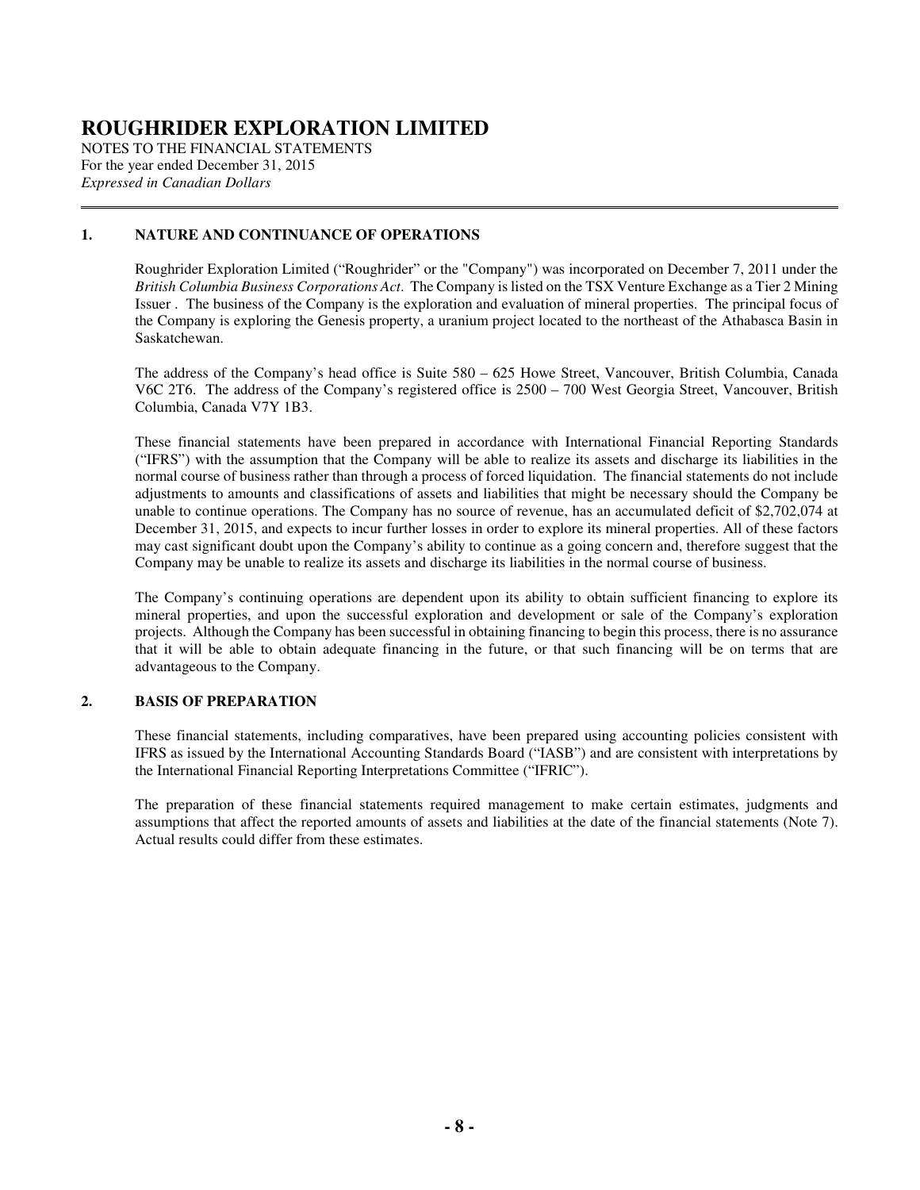# ROUGHRIDER EXPLORATION LIMITED

NOTES TO THE FINANCIAL STATEMENTS
For the year ended December 31, 2015
*Expressed in Canadian Dollars*

## 1. NATURE AND CONTINUANCE OF OPERATIONS

Roughrider Exploration Limited ("Roughrider" or the "Company") was incorporated on December 7, 2011 under the *British Columbia Business Corporations Act*. The Company is listed on the TSX Venture Exchange as a Tier 2 Mining Issuer . The business of the Company is the exploration and evaluation of mineral properties. The principal focus of the Company is exploring the Genesis property, a uranium project located to the northeast of the Athabasca Basin in Saskatchewan.

The address of the Company's head office is Suite 580 – 625 Howe Street, Vancouver, British Columbia, Canada V6C 2T6. The address of the Company's registered office is 2500 – 700 West Georgia Street, Vancouver, British Columbia, Canada V7Y 1B3.

These financial statements have been prepared in accordance with International Financial Reporting Standards ("IFRS") with the assumption that the Company will be able to realize its assets and discharge its liabilities in the normal course of business rather than through a process of forced liquidation. The financial statements do not include adjustments to amounts and classifications of assets and liabilities that might be necessary should the Company be unable to continue operations. The Company has no source of revenue, has an accumulated deficit of $2,702,074 at December 31, 2015, and expects to incur further losses in order to explore its mineral properties. All of these factors may cast significant doubt upon the Company's ability to continue as a going concern and, therefore suggest that the Company may be unable to realize its assets and discharge its liabilities in the normal course of business.

The Company's continuing operations are dependent upon its ability to obtain sufficient financing to explore its mineral properties, and upon the successful exploration and development or sale of the Company's exploration projects. Although the Company has been successful in obtaining financing to begin this process, there is no assurance that it will be able to obtain adequate financing in the future, or that such financing will be on terms that are advantageous to the Company.

## 2. BASIS OF PREPARATION

These financial statements, including comparatives, have been prepared using accounting policies consistent with IFRS as issued by the International Accounting Standards Board ("IASB") and are consistent with interpretations by the International Financial Reporting Interpretations Committee ("IFRIC").

The preparation of these financial statements required management to make certain estimates, judgments and assumptions that affect the reported amounts of assets and liabilities at the date of the financial statements (Note 7). Actual results could differ from these estimates.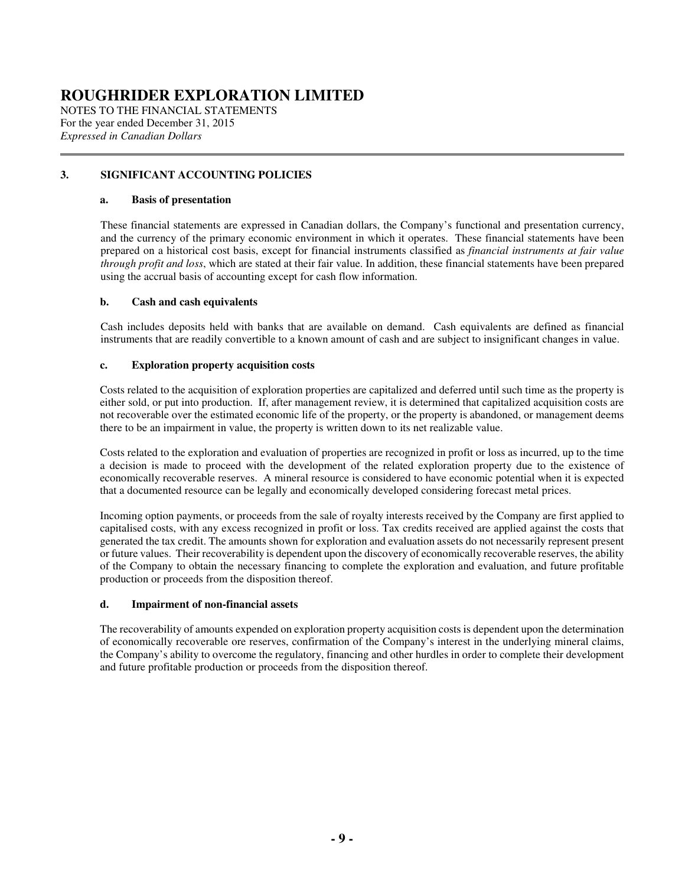# ROUGHRIDER EXPLORATION LIMITED

NOTES TO THE FINANCIAL STATEMENTS
For the year ended December 31, 2015
*Expressed in Canadian Dollars*

## 3. SIGNIFICANT ACCOUNTING POLICIES

### a. Basis of presentation

These financial statements are expressed in Canadian dollars, the Company's functional and presentation currency, and the currency of the primary economic environment in which it operates. These financial statements have been prepared on a historical cost basis, except for financial instruments classified as *financial instruments at fair value through profit and loss*, which are stated at their fair value. In addition, these financial statements have been prepared using the accrual basis of accounting except for cash flow information.

### b. Cash and cash equivalents

Cash includes deposits held with banks that are available on demand. Cash equivalents are defined as financial instruments that are readily convertible to a known amount of cash and are subject to insignificant changes in value.

### c. Exploration property acquisition costs

Costs related to the acquisition of exploration properties are capitalized and deferred until such time as the property is either sold, or put into production. If, after management review, it is determined that capitalized acquisition costs are not recoverable over the estimated economic life of the property, or the property is abandoned, or management deems there to be an impairment in value, the property is written down to its net realizable value.

Costs related to the exploration and evaluation of properties are recognized in profit or loss as incurred, up to the time a decision is made to proceed with the development of the related exploration property due to the existence of economically recoverable reserves. A mineral resource is considered to have economic potential when it is expected that a documented resource can be legally and economically developed considering forecast metal prices.

Incoming option payments, or proceeds from the sale of royalty interests received by the Company are first applied to capitalised costs, with any excess recognized in profit or loss. Tax credits received are applied against the costs that generated the tax credit. The amounts shown for exploration and evaluation assets do not necessarily represent present or future values. Their recoverability is dependent upon the discovery of economically recoverable reserves, the ability of the Company to obtain the necessary financing to complete the exploration and evaluation, and future profitable production or proceeds from the disposition thereof.

### d. Impairment of non-financial assets

The recoverability of amounts expended on exploration property acquisition costs is dependent upon the determination of economically recoverable ore reserves, confirmation of the Company's interest in the underlying mineral claims, the Company's ability to overcome the regulatory, financing and other hurdles in order to complete their development and future profitable production or proceeds from the disposition thereof.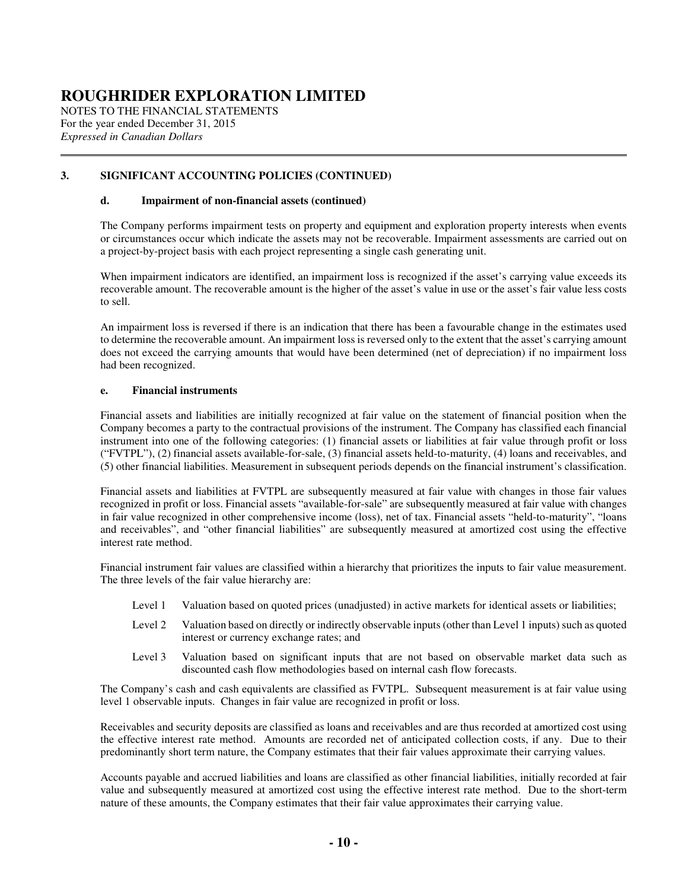### 3. SIGNIFICANT ACCOUNTING POLICIES (CONTINUED)

#### d. Impairment of non-financial assets (continued)

The Company performs impairment tests on property and equipment and exploration property interests when events or circumstances occur which indicate the assets may not be recoverable. Impairment assessments are carried out on a project-by-project basis with each project representing a single cash generating unit.

When impairment indicators are identified, an impairment loss is recognized if the asset's carrying value exceeds its recoverable amount. The recoverable amount is the higher of the asset's value in use or the asset's fair value less costs to sell.

An impairment loss is reversed if there is an indication that there has been a favourable change in the estimates used to determine the recoverable amount. An impairment loss is reversed only to the extent that the asset's carrying amount does not exceed the carrying amounts that would have been determined (net of depreciation) if no impairment loss had been recognized.

#### e. Financial instruments

Financial assets and liabilities are initially recognized at fair value on the statement of financial position when the Company becomes a party to the contractual provisions of the instrument. The Company has classified each financial instrument into one of the following categories: (1) financial assets or liabilities at fair value through profit or loss ("FVTPL"), (2) financial assets available-for-sale, (3) financial assets held-to-maturity, (4) loans and receivables, and (5) other financial liabilities. Measurement in subsequent periods depends on the financial instrument's classification.

Financial assets and liabilities at FVTPL are subsequently measured at fair value with changes in those fair values recognized in profit or loss. Financial assets "available-for-sale" are subsequently measured at fair value with changes in fair value recognized in other comprehensive income (loss), net of tax. Financial assets "held-to-maturity", "loans and receivables", and "other financial liabilities" are subsequently measured at amortized cost using the effective interest rate method.

Financial instrument fair values are classified within a hierarchy that prioritizes the inputs to fair value measurement. The three levels of the fair value hierarchy are:

- Level 1 Valuation based on quoted prices (unadjusted) in active markets for identical assets or liabilities;
- Level 2 Valuation based on directly or indirectly observable inputs (other than Level 1 inputs) such as quoted interest or currency exchange rates; and
- Level 3 Valuation based on significant inputs that are not based on observable market data such as discounted cash flow methodologies based on internal cash flow forecasts.

The Company's cash and cash equivalents are classified as FVTPL. Subsequent measurement is at fair value using level 1 observable inputs. Changes in fair value are recognized in profit or loss.

Receivables and security deposits are classified as loans and receivables and are thus recorded at amortized cost using the effective interest rate method. Amounts are recorded net of anticipated collection costs, if any. Due to their predominantly short term nature, the Company estimates that their fair values approximate their carrying values.

Accounts payable and accrued liabilities and loans are classified as other financial liabilities, initially recorded at fair value and subsequently measured at amortized cost using the effective interest rate method. Due to the short-term nature of these amounts, the Company estimates that their fair value approximates their carrying value.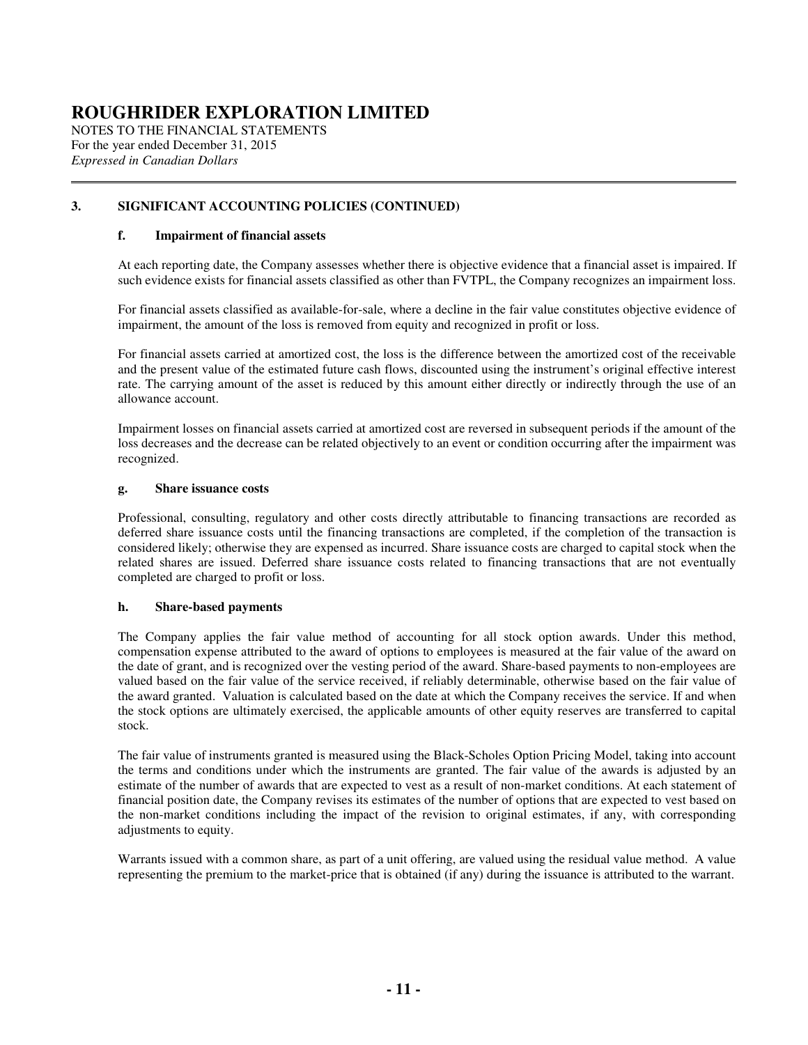### 3. SIGNIFICANT ACCOUNTING POLICIES (CONTINUED)

#### f. Impairment of financial assets

At each reporting date, the Company assesses whether there is objective evidence that a financial asset is impaired. If such evidence exists for financial assets classified as other than FVTPL, the Company recognizes an impairment loss.

For financial assets classified as available-for-sale, where a decline in the fair value constitutes objective evidence of impairment, the amount of the loss is removed from equity and recognized in profit or loss.

For financial assets carried at amortized cost, the loss is the difference between the amortized cost of the receivable and the present value of the estimated future cash flows, discounted using the instrument's original effective interest rate. The carrying amount of the asset is reduced by this amount either directly or indirectly through the use of an allowance account.

Impairment losses on financial assets carried at amortized cost are reversed in subsequent periods if the amount of the loss decreases and the decrease can be related objectively to an event or condition occurring after the impairment was recognized.

#### g. Share issuance costs

Professional, consulting, regulatory and other costs directly attributable to financing transactions are recorded as deferred share issuance costs until the financing transactions are completed, if the completion of the transaction is considered likely; otherwise they are expensed as incurred. Share issuance costs are charged to capital stock when the related shares are issued. Deferred share issuance costs related to financing transactions that are not eventually completed are charged to profit or loss.

#### h. Share-based payments

The Company applies the fair value method of accounting for all stock option awards. Under this method, compensation expense attributed to the award of options to employees is measured at the fair value of the award on the date of grant, and is recognized over the vesting period of the award. Share-based payments to non-employees are valued based on the fair value of the service received, if reliably determinable, otherwise based on the fair value of the award granted. Valuation is calculated based on the date at which the Company receives the service. If and when the stock options are ultimately exercised, the applicable amounts of other equity reserves are transferred to capital stock.

The fair value of instruments granted is measured using the Black-Scholes Option Pricing Model, taking into account the terms and conditions under which the instruments are granted. The fair value of the awards is adjusted by an estimate of the number of awards that are expected to vest as a result of non-market conditions. At each statement of financial position date, the Company revises its estimates of the number of options that are expected to vest based on the non-market conditions including the impact of the revision to original estimates, if any, with corresponding adjustments to equity.

Warrants issued with a common share, as part of a unit offering, are valued using the residual value method. A value representing the premium to the market-price that is obtained (if any) during the issuance is attributed to the warrant.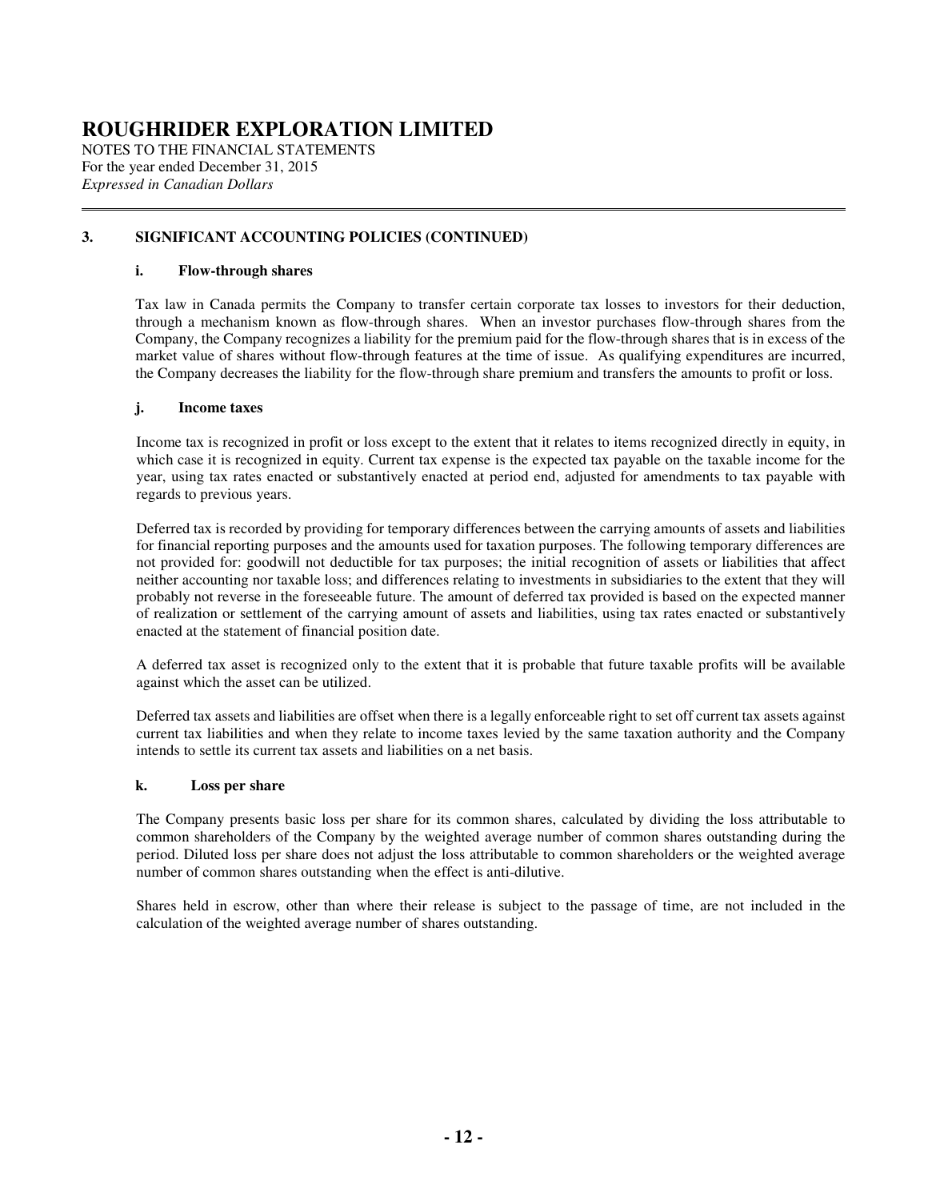## 3. SIGNIFICANT ACCOUNTING POLICIES (CONTINUED)

### i. Flow-through shares

Tax law in Canada permits the Company to transfer certain corporate tax losses to investors for their deduction, through a mechanism known as flow-through shares. When an investor purchases flow-through shares from the Company, the Company recognizes a liability for the premium paid for the flow-through shares that is in excess of the market value of shares without flow-through features at the time of issue. As qualifying expenditures are incurred, the Company decreases the liability for the flow-through share premium and transfers the amounts to profit or loss.

### j. Income taxes

Income tax is recognized in profit or loss except to the extent that it relates to items recognized directly in equity, in which case it is recognized in equity. Current tax expense is the expected tax payable on the taxable income for the year, using tax rates enacted or substantively enacted at period end, adjusted for amendments to tax payable with regards to previous years.

Deferred tax is recorded by providing for temporary differences between the carrying amounts of assets and liabilities for financial reporting purposes and the amounts used for taxation purposes. The following temporary differences are not provided for: goodwill not deductible for tax purposes; the initial recognition of assets or liabilities that affect neither accounting nor taxable loss; and differences relating to investments in subsidiaries to the extent that they will probably not reverse in the foreseeable future. The amount of deferred tax provided is based on the expected manner of realization or settlement of the carrying amount of assets and liabilities, using tax rates enacted or substantively enacted at the statement of financial position date.

A deferred tax asset is recognized only to the extent that it is probable that future taxable profits will be available against which the asset can be utilized.

Deferred tax assets and liabilities are offset when there is a legally enforceable right to set off current tax assets against current tax liabilities and when they relate to income taxes levied by the same taxation authority and the Company intends to settle its current tax assets and liabilities on a net basis.

### k. Loss per share

The Company presents basic loss per share for its common shares, calculated by dividing the loss attributable to common shareholders of the Company by the weighted average number of common shares outstanding during the period. Diluted loss per share does not adjust the loss attributable to common shareholders or the weighted average number of common shares outstanding when the effect is anti-dilutive.

Shares held in escrow, other than where their release is subject to the passage of time, are not included in the calculation of the weighted average number of shares outstanding.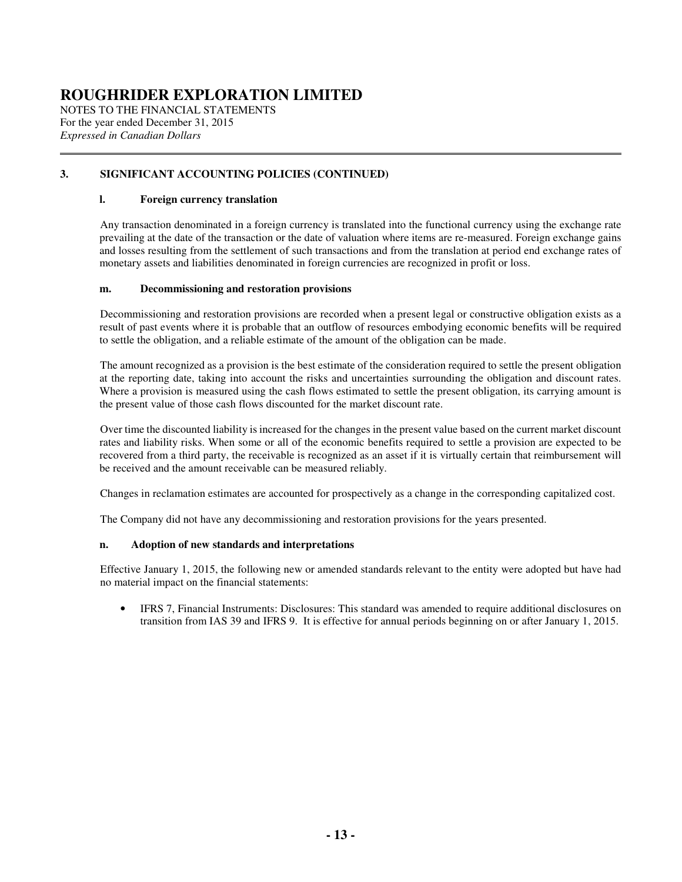# ROUGHRIDER EXPLORATION LIMITED

NOTES TO THE FINANCIAL STATEMENTS
For the year ended December 31, 2015
*Expressed in Canadian Dollars*

## 3. SIGNIFICANT ACCOUNTING POLICIES (CONTINUED)

### l. Foreign currency translation

Any transaction denominated in a foreign currency is translated into the functional currency using the exchange rate prevailing at the date of the transaction or the date of valuation where items are re-measured. Foreign exchange gains and losses resulting from the settlement of such transactions and from the translation at period end exchange rates of monetary assets and liabilities denominated in foreign currencies are recognized in profit or loss.

### m. Decommissioning and restoration provisions

Decommissioning and restoration provisions are recorded when a present legal or constructive obligation exists as a result of past events where it is probable that an outflow of resources embodying economic benefits will be required to settle the obligation, and a reliable estimate of the amount of the obligation can be made.

The amount recognized as a provision is the best estimate of the consideration required to settle the present obligation at the reporting date, taking into account the risks and uncertainties surrounding the obligation and discount rates. Where a provision is measured using the cash flows estimated to settle the present obligation, its carrying amount is the present value of those cash flows discounted for the market discount rate.

Over time the discounted liability is increased for the changes in the present value based on the current market discount rates and liability risks. When some or all of the economic benefits required to settle a provision are expected to be recovered from a third party, the receivable is recognized as an asset if it is virtually certain that reimbursement will be received and the amount receivable can be measured reliably.

Changes in reclamation estimates are accounted for prospectively as a change in the corresponding capitalized cost.

The Company did not have any decommissioning and restoration provisions for the years presented.

### n. Adoption of new standards and interpretations

Effective January 1, 2015, the following new or amended standards relevant to the entity were adopted but have had no material impact on the financial statements:

- IFRS 7, Financial Instruments: Disclosures: This standard was amended to require additional disclosures on transition from IAS 39 and IFRS 9. It is effective for annual periods beginning on or after January 1, 2015.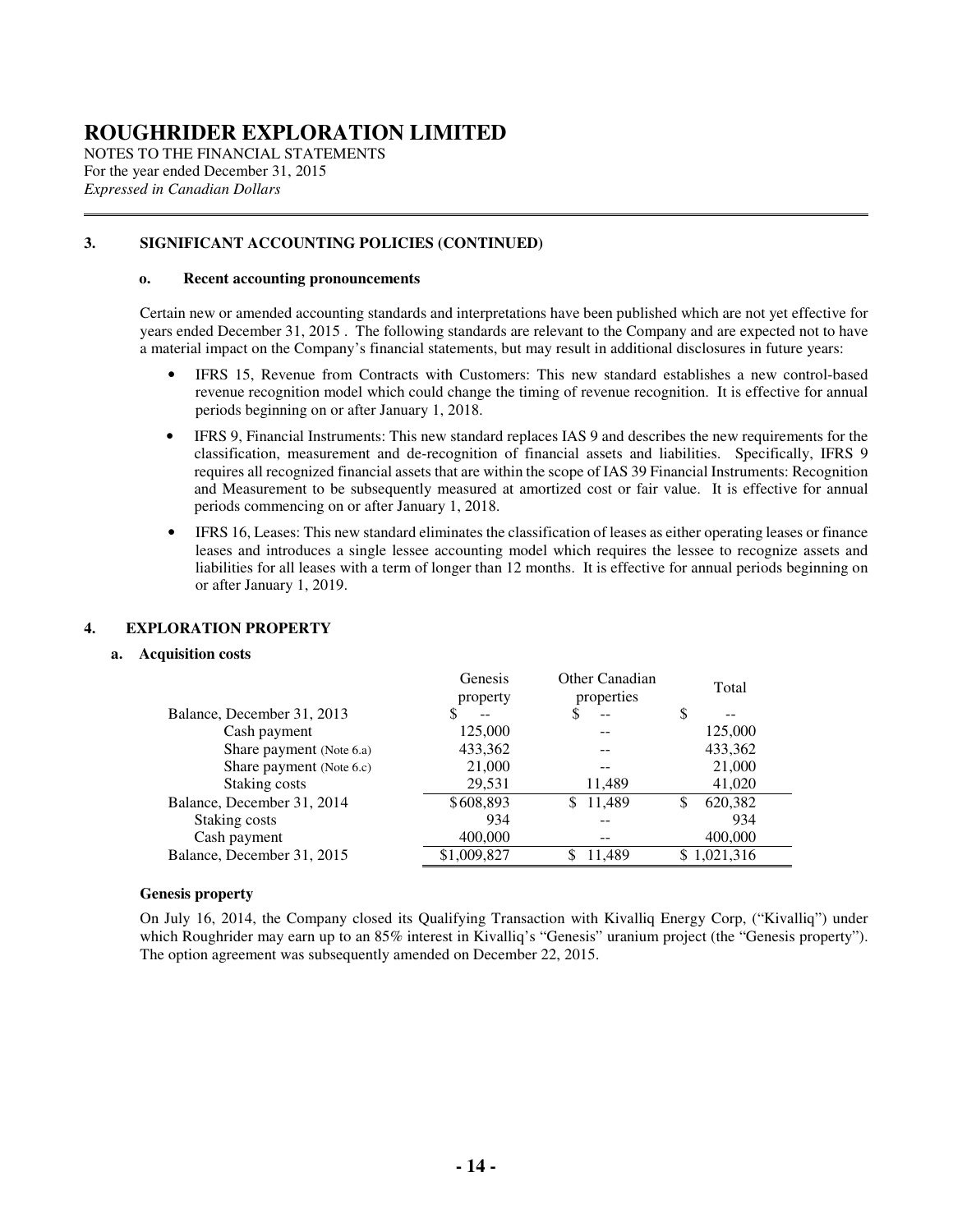# ROUGHRIDER EXPLORATION LIMITED

NOTES TO THE FINANCIAL STATEMENTS
For the year ended December 31, 2015
*Expressed in Canadian Dollars*

## 3. SIGNIFICANT ACCOUNTING POLICIES (CONTINUED)

### o. Recent accounting pronouncements

Certain new or amended accounting standards and interpretations have been published which are not yet effective for years ended December 31, 2015 . The following standards are relevant to the Company and are expected not to have a material impact on the Company's financial statements, but may result in additional disclosures in future years:

- IFRS 15, Revenue from Contracts with Customers: This new standard establishes a new control-based revenue recognition model which could change the timing of revenue recognition. It is effective for annual periods beginning on or after January 1, 2018.
- IFRS 9, Financial Instruments: This new standard replaces IAS 9 and describes the new requirements for the classification, measurement and de-recognition of financial assets and liabilities. Specifically, IFRS 9 requires all recognized financial assets that are within the scope of IAS 39 Financial Instruments: Recognition and Measurement to be subsequently measured at amortized cost or fair value. It is effective for annual periods commencing on or after January 1, 2018.
- IFRS 16, Leases: This new standard eliminates the classification of leases as either operating leases or finance leases and introduces a single lessee accounting model which requires the lessee to recognize assets and liabilities for all leases with a term of longer than 12 months. It is effective for annual periods beginning on or after January 1, 2019.

## 4. EXPLORATION PROPERTY

### a. Acquisition costs

| | Genesis property | Other Canadian properties | Total |
|---|---|---|---|
| Balance, December 31, 2013 | $ -- | $ -- | $ -- |
| Cash payment | 125,000 | -- | 125,000 |
| Share payment (Note 6.a) | 433,362 | -- | 433,362 |
| Share payment (Note 6.c) | 21,000 | -- | 21,000 |
| Staking costs | 29,531 | 11,489 | 41,020 |
| Balance, December 31, 2014 | $608,893 | $ 11,489 | $ 620,382 |
| Staking costs | 934 | -- | 934 |
| Cash payment | 400,000 | -- | 400,000 |
| Balance, December 31, 2015 | $1,009,827 | $ 11,489 | $ 1,021,316 |

**Genesis property**

On July 16, 2014, the Company closed its Qualifying Transaction with Kivalliq Energy Corp, ("Kivalliq") under which Roughrider may earn up to an 85% interest in Kivalliq's "Genesis" uranium project (the "Genesis property"). The option agreement was subsequently amended on December 22, 2015.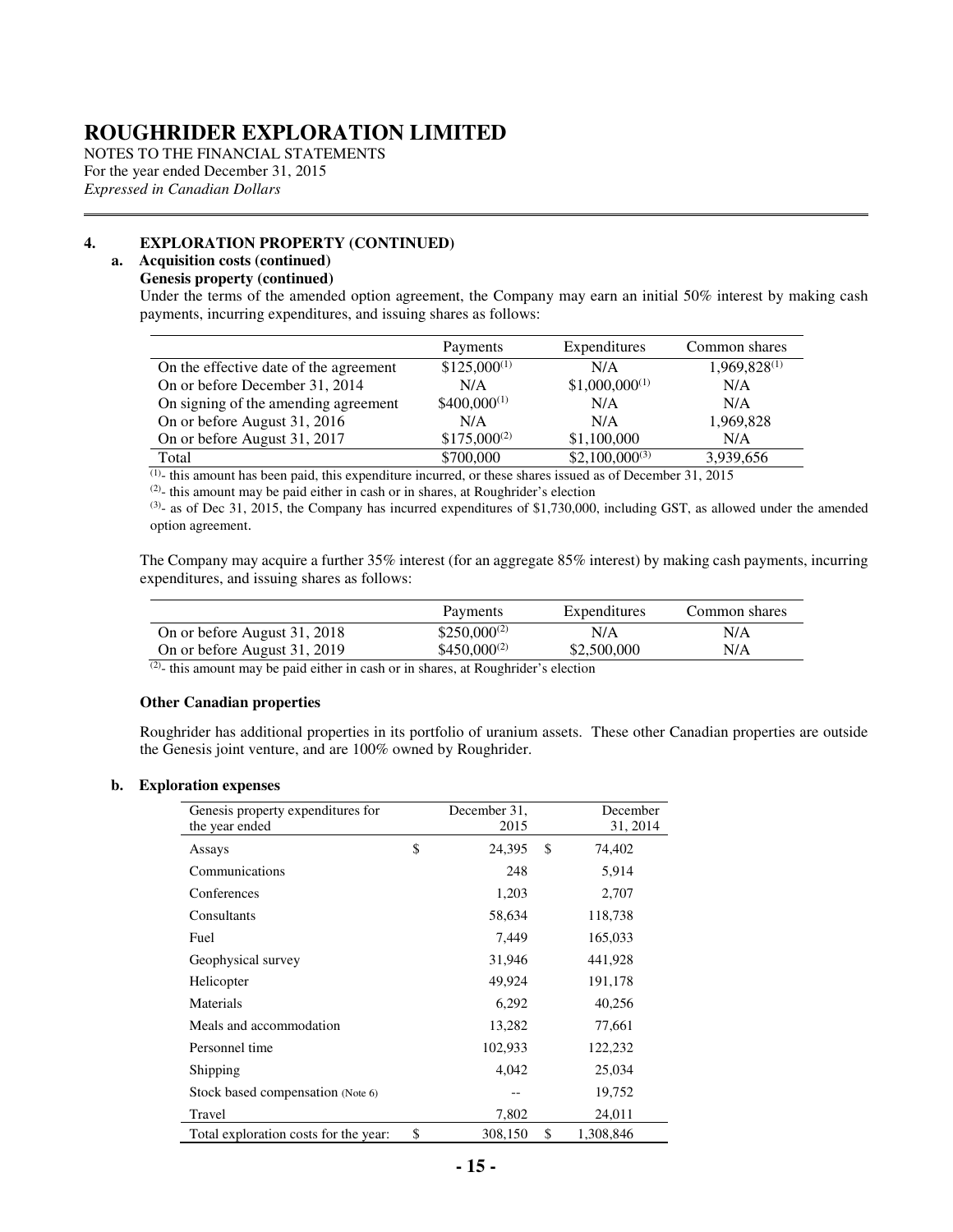# ROUGHRIDER EXPLORATION LIMITED

NOTES TO THE FINANCIAL STATEMENTS
For the year ended December 31, 2015
*Expressed in Canadian Dollars*

## 4. EXPLORATION PROPERTY (CONTINUED)

### a. Acquisition costs (continued)

**Genesis property (continued)**

Under the terms of the amended option agreement, the Company may earn an initial 50% interest by making cash payments, incurring expenditures, and issuing shares as follows:

| | Payments | Expenditures | Common shares |
|---|---|---|---|
| On the effective date of the agreement | $125,000[(1)] | N/A | 1,969,828[(1)] |
| On or before December 31, 2014 | N/A | $1,000,000[(1)] | N/A |
| On signing of the amending agreement | $400,000[(1)] | N/A | N/A |
| On or before August 31, 2016 | N/A | N/A | 1,969,828 |
| On or before August 31, 2017 | $175,000[(2)] | $1,100,000 | N/A |
| Total | $700,000 | $2,100,000[(3)] | 3,939,656 |

[(1)]- this amount has been paid, this expenditure incurred, or these shares issued as of December 31, 2015

[(2)]- this amount may be paid either in cash or in shares, at Roughrider's election

[(3)]- as of Dec 31, 2015, the Company has incurred expenditures of $1,730,000, including GST, as allowed under the amended option agreement.

The Company may acquire a further 35% interest (for an aggregate 85% interest) by making cash payments, incurring expenditures, and issuing shares as follows:

| | Payments | Expenditures | Common shares |
|---|---|---|---|
| On or before August 31, 2018 | $250,000[(2)] | N/A | N/A |
| On or before August 31, 2019 | $450,000[(2)] | $2,500,000 | N/A |

[(2)]- this amount may be paid either in cash or in shares, at Roughrider's election

**Other Canadian properties**

Roughrider has additional properties in its portfolio of uranium assets. These other Canadian properties are outside the Genesis joint venture, and are 100% owned by Roughrider.

### b. Exploration expenses

| Genesis property expenditures for the year ended | | December 31, 2015 | | December 31, 2014 |
|---|---|---|---|---|
| Assays | $ | 24,395 | $ | 74,402 |
| Communications | | 248 | | 5,914 |
| Conferences | | 1,203 | | 2,707 |
| Consultants | | 58,634 | | 118,738 |
| Fuel | | 7,449 | | 165,033 |
| Geophysical survey | | 31,946 | | 441,928 |
| Helicopter | | 49,924 | | 191,178 |
| Materials | | 6,292 | | 40,256 |
| Meals and accommodation | | 13,282 | | 77,661 |
| Personnel time | | 102,933 | | 122,232 |
| Shipping | | 4,042 | | 25,034 |
| Stock based compensation (Note 6) | | -- | | 19,752 |
| Travel | | 7,802 | | 24,011 |
| Total exploration costs for the year: | $ | 308,150 | $ | 1,308,846 |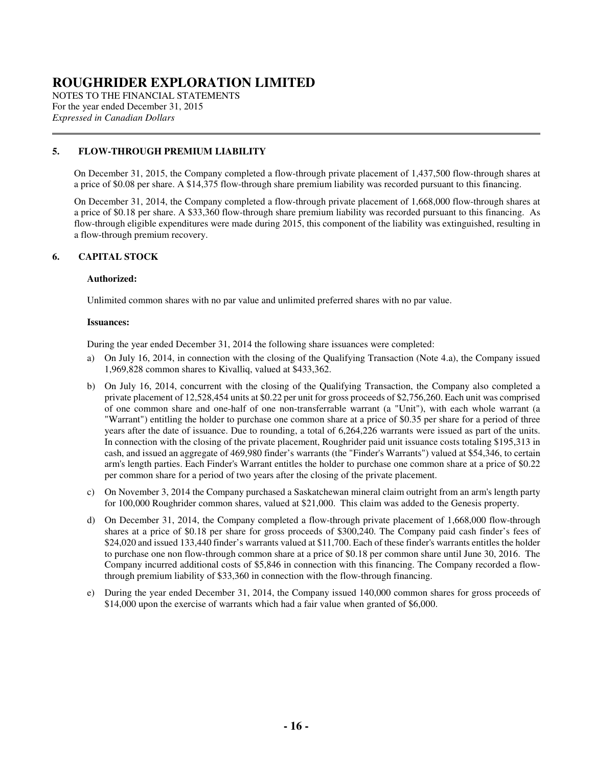## 5. FLOW-THROUGH PREMIUM LIABILITY

On December 31, 2015, the Company completed a flow-through private placement of 1,437,500 flow-through shares at a price of $0.08 per share. A $14,375 flow-through share premium liability was recorded pursuant to this financing.

On December 31, 2014, the Company completed a flow-through private placement of 1,668,000 flow-through shares at a price of $0.18 per share. A $33,360 flow-through share premium liability was recorded pursuant to this financing. As flow-through eligible expenditures were made during 2015, this component of the liability was extinguished, resulting in a flow-through premium recovery.

## 6. CAPITAL STOCK

**Authorized:**

Unlimited common shares with no par value and unlimited preferred shares with no par value.

**Issuances:**

During the year ended December 31, 2014 the following share issuances were completed:

a) On July 16, 2014, in connection with the closing of the Qualifying Transaction (Note 4.a), the Company issued 1,969,828 common shares to Kivalliq, valued at $433,362.

b) On July 16, 2014, concurrent with the closing of the Qualifying Transaction, the Company also completed a private placement of 12,528,454 units at $0.22 per unit for gross proceeds of $2,756,260. Each unit was comprised of one common share and one-half of one non-transferrable warrant (a "Unit"), with each whole warrant (a "Warrant") entitling the holder to purchase one common share at a price of $0.35 per share for a period of three years after the date of issuance. Due to rounding, a total of 6,264,226 warrants were issued as part of the units. In connection with the closing of the private placement, Roughrider paid unit issuance costs totaling $195,313 in cash, and issued an aggregate of 469,980 finder's warrants (the "Finder's Warrants") valued at $54,346, to certain arm's length parties. Each Finder's Warrant entitles the holder to purchase one common share at a price of $0.22 per common share for a period of two years after the closing of the private placement.

c) On November 3, 2014 the Company purchased a Saskatchewan mineral claim outright from an arm's length party for 100,000 Roughrider common shares, valued at $21,000. This claim was added to the Genesis property.

d) On December 31, 2014, the Company completed a flow-through private placement of 1,668,000 flow-through shares at a price of $0.18 per share for gross proceeds of $300,240. The Company paid cash finder's fees of $24,020 and issued 133,440 finder's warrants valued at $11,700. Each of these finder's warrants entitles the holder to purchase one non flow-through common share at a price of $0.18 per common share until June 30, 2016. The Company incurred additional costs of $5,846 in connection with this financing. The Company recorded a flow-through premium liability of $33,360 in connection with the flow-through financing.

e) During the year ended December 31, 2014, the Company issued 140,000 common shares for gross proceeds of $14,000 upon the exercise of warrants which had a fair value when granted of $6,000.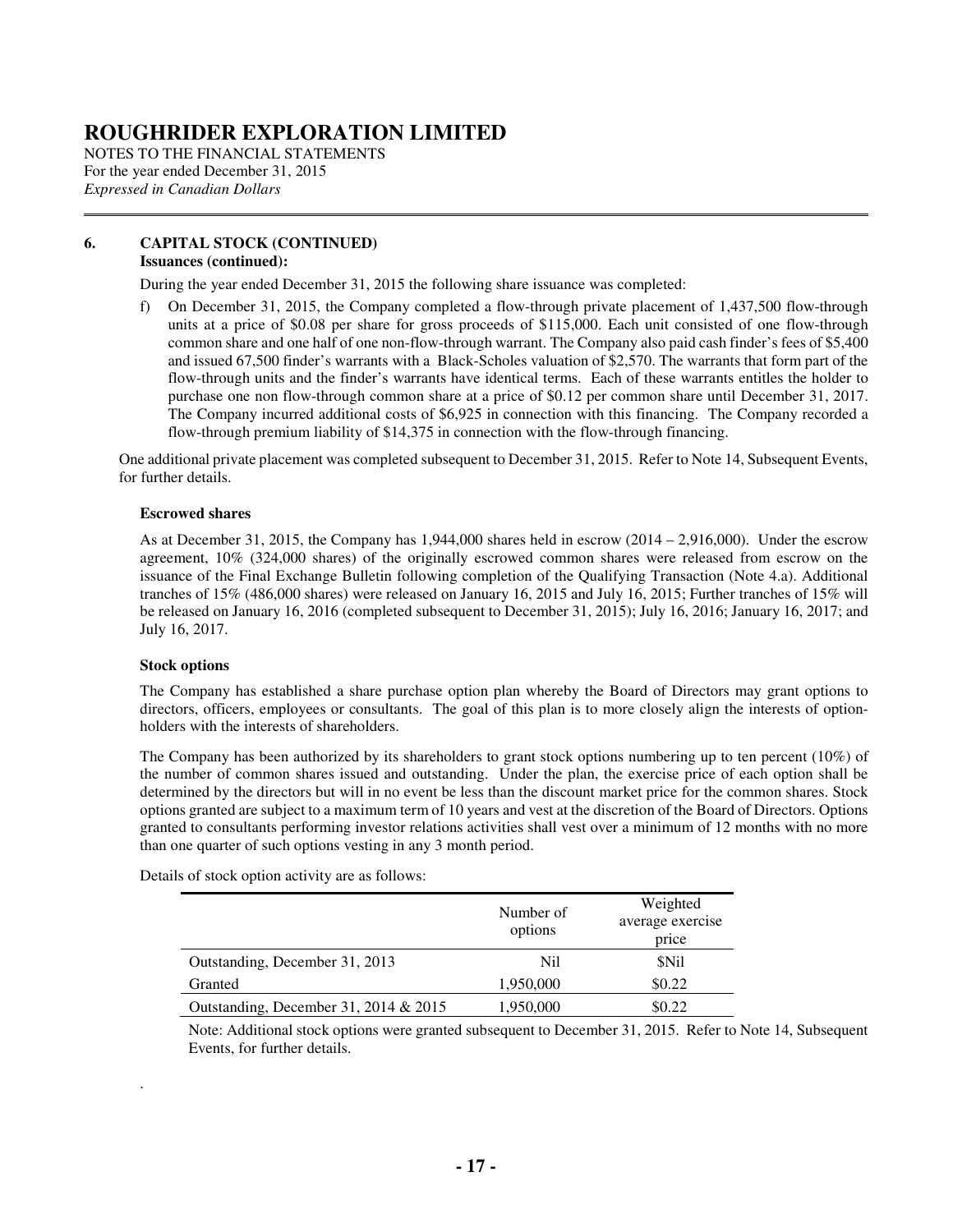# ROUGHRIDER EXPLORATION LIMITED

NOTES TO THE FINANCIAL STATEMENTS
For the year ended December 31, 2015
*Expressed in Canadian Dollars*

## 6. CAPITAL STOCK (CONTINUED)

**Issuances (continued):**

During the year ended December 31, 2015 the following share issuance was completed:

f) On December 31, 2015, the Company completed a flow-through private placement of 1,437,500 flow-through units at a price of $0.08 per share for gross proceeds of $115,000. Each unit consisted of one flow-through common share and one half of one non-flow-through warrant. The Company also paid cash finder's fees of $5,400 and issued 67,500 finder's warrants with a Black-Scholes valuation of $2,570. The warrants that form part of the flow-through units and the finder's warrants have identical terms. Each of these warrants entitles the holder to purchase one non flow-through common share at a price of $0.12 per common share until December 31, 2017. The Company incurred additional costs of $6,925 in connection with this financing. The Company recorded a flow-through premium liability of $14,375 in connection with the flow-through financing.

One additional private placement was completed subsequent to December 31, 2015. Refer to Note 14, Subsequent Events, for further details.

**Escrowed shares**

As at December 31, 2015, the Company has 1,944,000 shares held in escrow (2014 – 2,916,000). Under the escrow agreement, 10% (324,000 shares) of the originally escrowed common shares were released from escrow on the issuance of the Final Exchange Bulletin following completion of the Qualifying Transaction (Note 4.a). Additional tranches of 15% (486,000 shares) were released on January 16, 2015 and July 16, 2015; Further tranches of 15% will be released on January 16, 2016 (completed subsequent to December 31, 2015); July 16, 2016; January 16, 2017; and July 16, 2017.

**Stock options**

The Company has established a share purchase option plan whereby the Board of Directors may grant options to directors, officers, employees or consultants. The goal of this plan is to more closely align the interests of option-holders with the interests of shareholders.

The Company has been authorized by its shareholders to grant stock options numbering up to ten percent (10%) of the number of common shares issued and outstanding. Under the plan, the exercise price of each option shall be determined by the directors but will in no event be less than the discount market price for the common shares. Stock options granted are subject to a maximum term of 10 years and vest at the discretion of the Board of Directors. Options granted to consultants performing investor relations activities shall vest over a minimum of 12 months with no more than one quarter of such options vesting in any 3 month period.

Details of stock option activity are as follows:

| | Number of options | Weighted average exercise price |
|---|---|---|
| Outstanding, December 31, 2013 | Nil | $Nil |
| Granted | 1,950,000 | $0.22 |
| Outstanding, December 31, 2014 & 2015 | 1,950,000 | $0.22 |

Note: Additional stock options were granted subsequent to December 31, 2015. Refer to Note 14, Subsequent Events, for further details.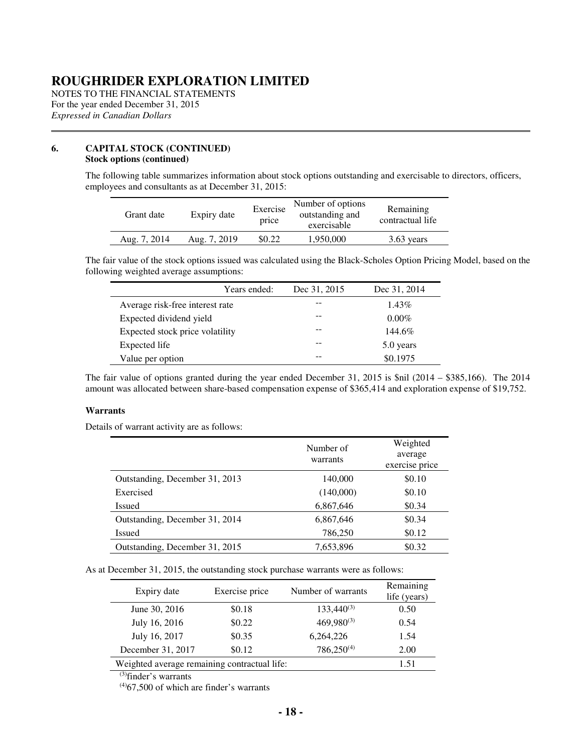# ROUGHRIDER EXPLORATION LIMITED

NOTES TO THE FINANCIAL STATEMENTS
For the year ended December 31, 2015
*Expressed in Canadian Dollars*

## 6. CAPITAL STOCK (CONTINUED)

**Stock options (continued)**

The following table summarizes information about stock options outstanding and exercisable to directors, officers, employees and consultants as at December 31, 2015:

| Grant date | Expiry date | Exercise price | Number of options outstanding and exercisable | Remaining contractual life |
|---|---|---|---|---|
| Aug. 7, 2014 | Aug. 7, 2019 | $0.22 | 1,950,000 | 3.63 years |

The fair value of the stock options issued was calculated using the Black-Scholes Option Pricing Model, based on the following weighted average assumptions:

| Years ended: | Dec 31, 2015 | Dec 31, 2014 |
|---|---|---|
| Average risk-free interest rate | -- | 1.43% |
| Expected dividend yield | -- | 0.00% |
| Expected stock price volatility | -- | 144.6% |
| Expected life | -- | 5.0 years |
| Value per option | -- | $0.1975 |

The fair value of options granted during the year ended December 31, 2015 is $nil (2014 – $385,166). The 2014 amount was allocated between share-based compensation expense of $365,414 and exploration expense of $19,752.

**Warrants**

Details of warrant activity are as follows:

| | Number of warrants | Weighted average exercise price |
|---|---|---|
| Outstanding, December 31, 2013 | 140,000 | $0.10 |
| Exercised | (140,000) | $0.10 |
| Issued | 6,867,646 | $0.34 |
| Outstanding, December 31, 2014 | 6,867,646 | $0.34 |
| Issued | 786,250 | $0.12 |
| Outstanding, December 31, 2015 | 7,653,896 | $0.32 |

As at December 31, 2015, the outstanding stock purchase warrants were as follows:

| Expiry date | Exercise price | Number of warrants | Remaining life (years) |
|---|---|---|---|
| June 30, 2016 | $0.18 | 133,440[(3)] | 0.50 |
| July 16, 2016 | $0.22 | 469,980[(3)] | 0.54 |
| July 16, 2017 | $0.35 | 6,264,226 | 1.54 |
| December 31, 2017 | $0.12 | 786,250[(4)] | 2.00 |
| Weighted average remaining contractual life: | | | 1.51 |

[(3)]finder's warrants

[(4)]67,500 of which are finder's warrants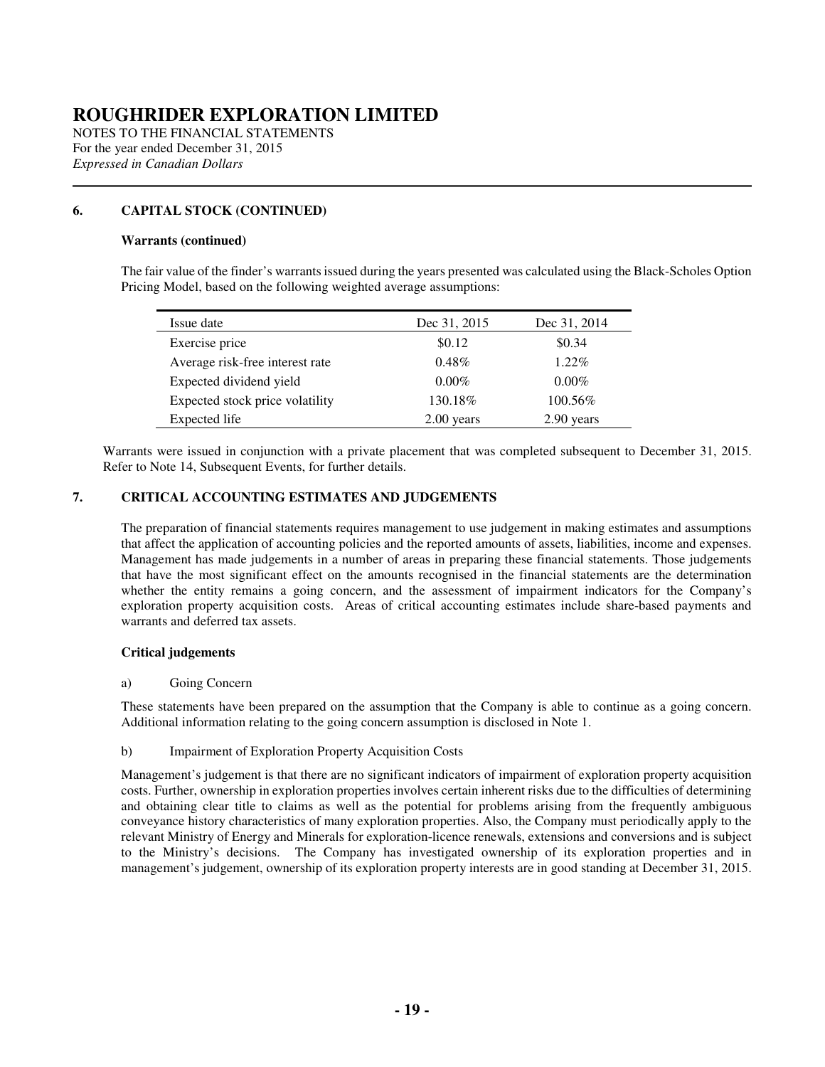## 6. CAPITAL STOCK (CONTINUED)

### Warrants (continued)

The fair value of the finder's warrants issued during the years presented was calculated using the Black-Scholes Option Pricing Model, based on the following weighted average assumptions:

| Issue date | Dec 31, 2015 | Dec 31, 2014 |
|---|---|---|
| Exercise price | \$0.12 | \$0.34 |
| Average risk-free interest rate | 0.48% | 1.22% |
| Expected dividend yield | 0.00% | 0.00% |
| Expected stock price volatility | 130.18% | 100.56% |
| Expected life | 2.00 years | 2.90 years |

Warrants were issued in conjunction with a private placement that was completed subsequent to December 31, 2015. Refer to Note 14, Subsequent Events, for further details.

## 7. CRITICAL ACCOUNTING ESTIMATES AND JUDGEMENTS

The preparation of financial statements requires management to use judgement in making estimates and assumptions that affect the application of accounting policies and the reported amounts of assets, liabilities, income and expenses. Management has made judgements in a number of areas in preparing these financial statements. Those judgements that have the most significant effect on the amounts recognised in the financial statements are the determination whether the entity remains a going concern, and the assessment of impairment indicators for the Company's exploration property acquisition costs. Areas of critical accounting estimates include share-based payments and warrants and deferred tax assets.

### Critical judgements

a) Going Concern

These statements have been prepared on the assumption that the Company is able to continue as a going concern. Additional information relating to the going concern assumption is disclosed in Note 1.

b) Impairment of Exploration Property Acquisition Costs

Management's judgement is that there are no significant indicators of impairment of exploration property acquisition costs. Further, ownership in exploration properties involves certain inherent risks due to the difficulties of determining and obtaining clear title to claims as well as the potential for problems arising from the frequently ambiguous conveyance history characteristics of many exploration properties. Also, the Company must periodically apply to the relevant Ministry of Energy and Minerals for exploration-licence renewals, extensions and conversions and is subject to the Ministry's decisions. The Company has investigated ownership of its exploration properties and in management's judgement, ownership of its exploration property interests are in good standing at December 31, 2015.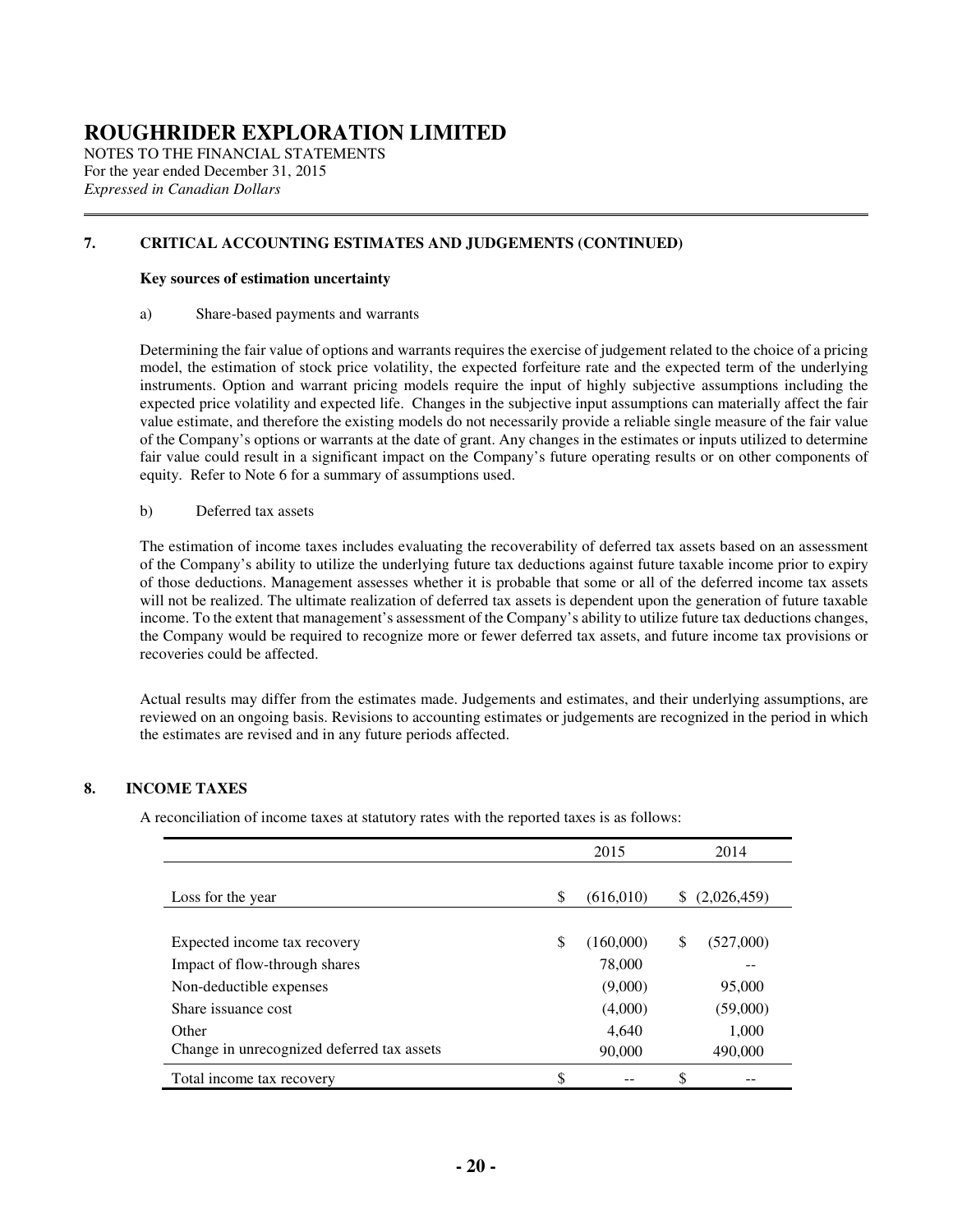# ROUGHRIDER EXPLORATION LIMITED

NOTES TO THE FINANCIAL STATEMENTS
For the year ended December 31, 2015
*Expressed in Canadian Dollars*

## 7. CRITICAL ACCOUNTING ESTIMATES AND JUDGEMENTS (CONTINUED)

**Key sources of estimation uncertainty**

a) Share-based payments and warrants

Determining the fair value of options and warrants requires the exercise of judgement related to the choice of a pricing model, the estimation of stock price volatility, the expected forfeiture rate and the expected term of the underlying instruments. Option and warrant pricing models require the input of highly subjective assumptions including the expected price volatility and expected life. Changes in the subjective input assumptions can materially affect the fair value estimate, and therefore the existing models do not necessarily provide a reliable single measure of the fair value of the Company's options or warrants at the date of grant. Any changes in the estimates or inputs utilized to determine fair value could result in a significant impact on the Company's future operating results or on other components of equity. Refer to Note 6 for a summary of assumptions used.

b) Deferred tax assets

The estimation of income taxes includes evaluating the recoverability of deferred tax assets based on an assessment of the Company's ability to utilize the underlying future tax deductions against future taxable income prior to expiry of those deductions. Management assesses whether it is probable that some or all of the deferred income tax assets will not be realized. The ultimate realization of deferred tax assets is dependent upon the generation of future taxable income. To the extent that management's assessment of the Company's ability to utilize future tax deductions changes, the Company would be required to recognize more or fewer deferred tax assets, and future income tax provisions or recoveries could be affected.

Actual results may differ from the estimates made. Judgements and estimates, and their underlying assumptions, are reviewed on an ongoing basis. Revisions to accounting estimates or judgements are recognized in the period in which the estimates are revised and in any future periods affected.

## 8. INCOME TAXES

A reconciliation of income taxes at statutory rates with the reported taxes is as follows:

| | 2015 | 2014 |
|---|---|---|
| Loss for the year | $ (616,010) | $ (2,026,459) |
| Expected income tax recovery | $ (160,000) | $ (527,000) |
| Impact of flow-through shares | 78,000 | -- |
| Non-deductible expenses | (9,000) | 95,000 |
| Share issuance cost | (4,000) | (59,000) |
| Other | 4,640 | 1,000 |
| Change in unrecognized deferred tax assets | 90,000 | 490,000 |
| Total income tax recovery | $ -- | $ -- |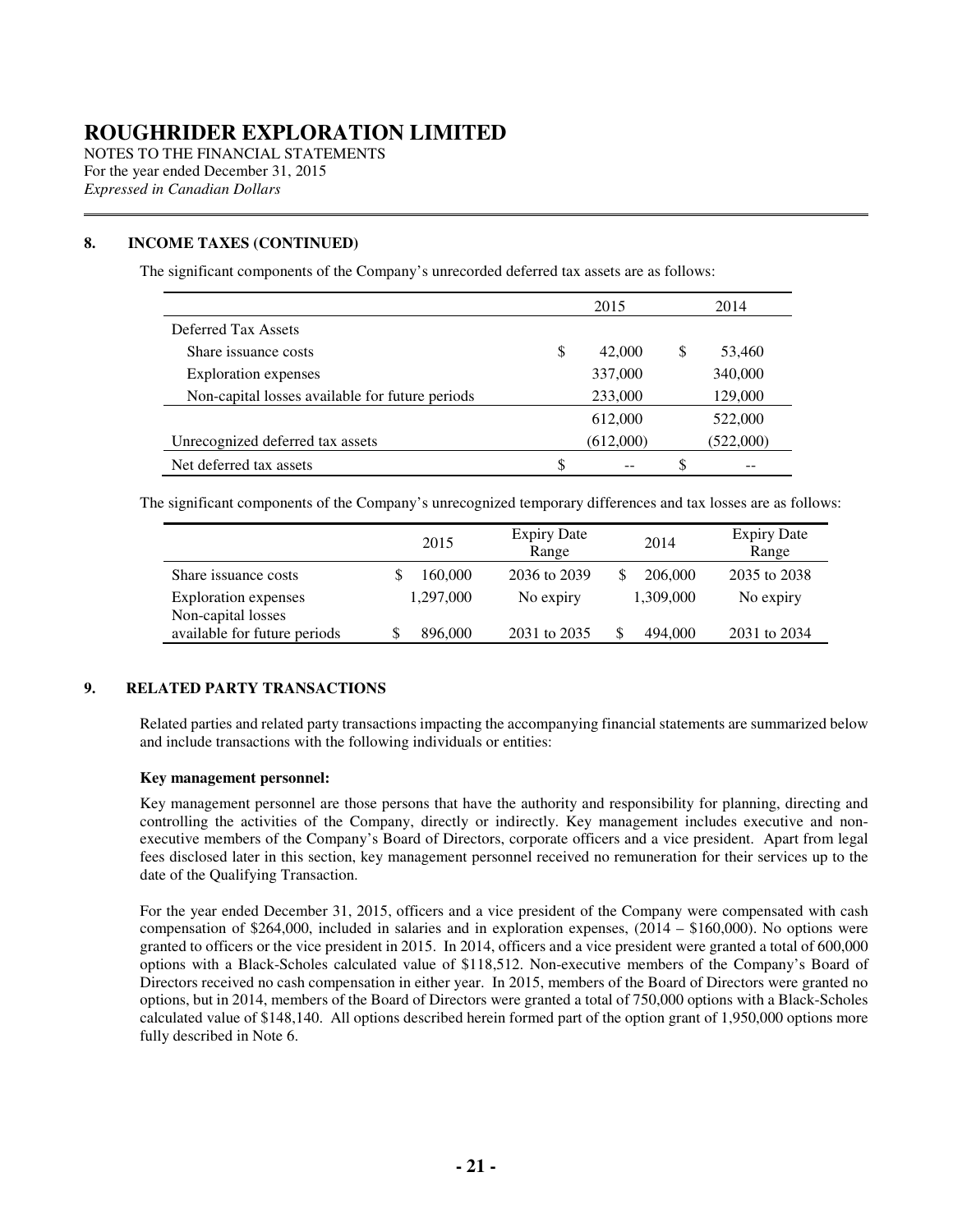# ROUGHRIDER EXPLORATION LIMITED

NOTES TO THE FINANCIAL STATEMENTS
For the year ended December 31, 2015
*Expressed in Canadian Dollars*

## 8. INCOME TAXES (CONTINUED)

The significant components of the Company's unrecorded deferred tax assets are as follows:

| | 2015 | 2014 |
|---|---|---|
| Deferred Tax Assets | | |
| Share issuance costs | $ 42,000 | $ 53,460 |
| Exploration expenses | 337,000 | 340,000 |
| Non-capital losses available for future periods | 233,000 | 129,000 |
| | 612,000 | 522,000 |
| Unrecognized deferred tax assets | (612,000) | (522,000) |
| Net deferred tax assets | $ -- | $ -- |

The significant components of the Company's unrecognized temporary differences and tax losses are as follows:

| | 2015 | Expiry Date Range | 2014 | Expiry Date Range |
|---|---|---|---|---|
| Share issuance costs | $ 160,000 | 2036 to 2039 | $ 206,000 | 2035 to 2038 |
| Exploration expenses | 1,297,000 | No expiry | 1,309,000 | No expiry |
| Non-capital losses available for future periods | $ 896,000 | 2031 to 2035 | $ 494,000 | 2031 to 2034 |

## 9. RELATED PARTY TRANSACTIONS

Related parties and related party transactions impacting the accompanying financial statements are summarized below and include transactions with the following individuals or entities:

**Key management personnel:**

Key management personnel are those persons that have the authority and responsibility for planning, directing and controlling the activities of the Company, directly or indirectly. Key management includes executive and non-executive members of the Company's Board of Directors, corporate officers and a vice president. Apart from legal fees disclosed later in this section, key management personnel received no remuneration for their services up to the date of the Qualifying Transaction.

For the year ended December 31, 2015, officers and a vice president of the Company were compensated with cash compensation of $264,000, included in salaries and in exploration expenses, (2014 – $160,000). No options were granted to officers or the vice president in 2015. In 2014, officers and a vice president were granted a total of 600,000 options with a Black-Scholes calculated value of $118,512. Non-executive members of the Company's Board of Directors received no cash compensation in either year. In 2015, members of the Board of Directors were granted no options, but in 2014, members of the Board of Directors were granted a total of 750,000 options with a Black-Scholes calculated value of $148,140. All options described herein formed part of the option grant of 1,950,000 options more fully described in Note 6.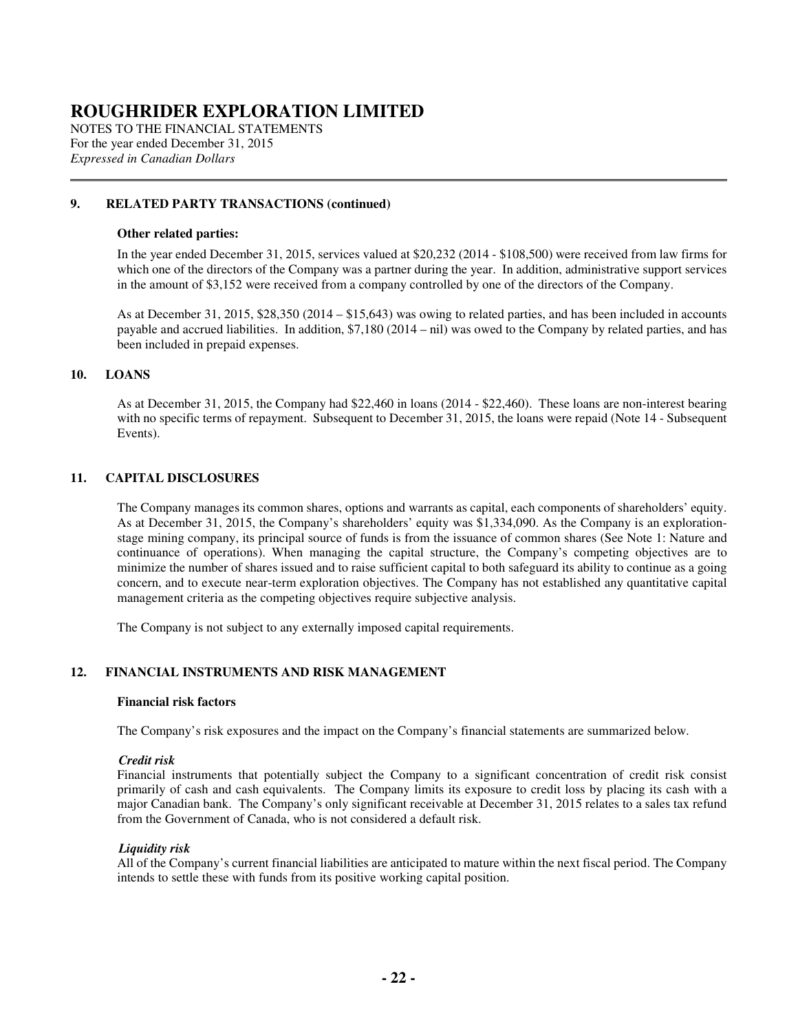## 9. RELATED PARTY TRANSACTIONS (continued)

**Other related parties:**

In the year ended December 31, 2015, services valued at $20,232 (2014 - $108,500) were received from law firms for which one of the directors of the Company was a partner during the year. In addition, administrative support services in the amount of $3,152 were received from a company controlled by one of the directors of the Company.

As at December 31, 2015, $28,350 (2014 – $15,643) was owing to related parties, and has been included in accounts payable and accrued liabilities. In addition, $7,180 (2014 – nil) was owed to the Company by related parties, and has been included in prepaid expenses.

## 10. LOANS

As at December 31, 2015, the Company had $22,460 in loans (2014 - $22,460). These loans are non-interest bearing with no specific terms of repayment. Subsequent to December 31, 2015, the loans were repaid (Note 14 - Subsequent Events).

## 11. CAPITAL DISCLOSURES

The Company manages its common shares, options and warrants as capital, each components of shareholders' equity. As at December 31, 2015, the Company's shareholders' equity was $1,334,090. As the Company is an exploration-stage mining company, its principal source of funds is from the issuance of common shares (See Note 1: Nature and continuance of operations). When managing the capital structure, the Company's competing objectives are to minimize the number of shares issued and to raise sufficient capital to both safeguard its ability to continue as a going concern, and to execute near-term exploration objectives. The Company has not established any quantitative capital management criteria as the competing objectives require subjective analysis.

The Company is not subject to any externally imposed capital requirements.

## 12. FINANCIAL INSTRUMENTS AND RISK MANAGEMENT

**Financial risk factors**

The Company's risk exposures and the impact on the Company's financial statements are summarized below.

***Credit risk***

Financial instruments that potentially subject the Company to a significant concentration of credit risk consist primarily of cash and cash equivalents. The Company limits its exposure to credit loss by placing its cash with a major Canadian bank. The Company's only significant receivable at December 31, 2015 relates to a sales tax refund from the Government of Canada, who is not considered a default risk.

***Liquidity risk***

All of the Company's current financial liabilities are anticipated to mature within the next fiscal period. The Company intends to settle these with funds from its positive working capital position.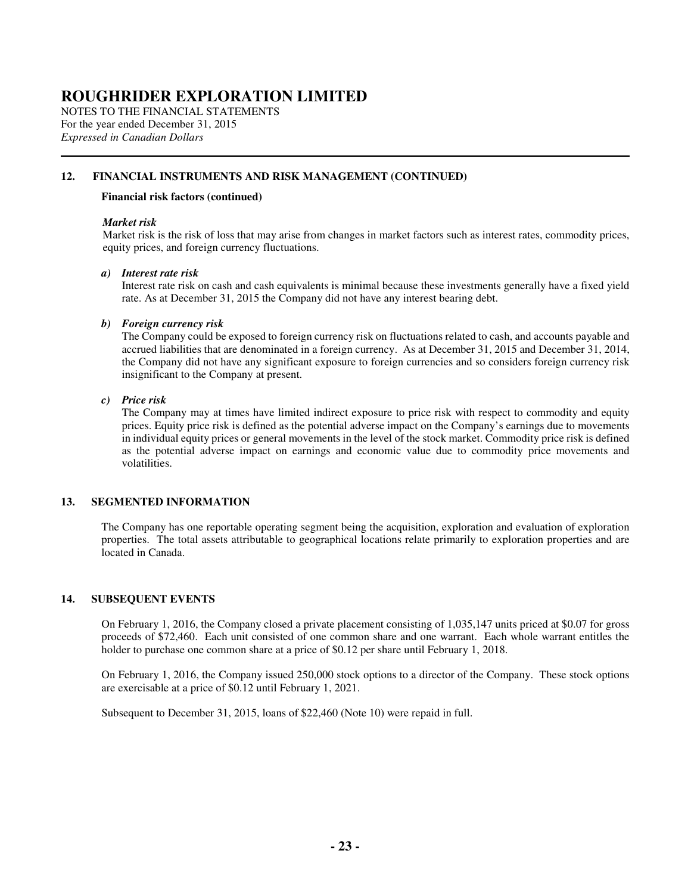## 12. FINANCIAL INSTRUMENTS AND RISK MANAGEMENT (CONTINUED)

**Financial risk factors (continued)**

***Market risk***

Market risk is the risk of loss that may arise from changes in market factors such as interest rates, commodity prices, equity prices, and foreign currency fluctuations.

***a) Interest rate risk***

Interest rate risk on cash and cash equivalents is minimal because these investments generally have a fixed yield rate. As at December 31, 2015 the Company did not have any interest bearing debt.

***b) Foreign currency risk***

The Company could be exposed to foreign currency risk on fluctuations related to cash, and accounts payable and accrued liabilities that are denominated in a foreign currency. As at December 31, 2015 and December 31, 2014, the Company did not have any significant exposure to foreign currencies and so considers foreign currency risk insignificant to the Company at present.

***c) Price risk***

The Company may at times have limited indirect exposure to price risk with respect to commodity and equity prices. Equity price risk is defined as the potential adverse impact on the Company's earnings due to movements in individual equity prices or general movements in the level of the stock market. Commodity price risk is defined as the potential adverse impact on earnings and economic value due to commodity price movements and volatilities.

## 13. SEGMENTED INFORMATION

The Company has one reportable operating segment being the acquisition, exploration and evaluation of exploration properties. The total assets attributable to geographical locations relate primarily to exploration properties and are located in Canada.

## 14. SUBSEQUENT EVENTS

On February 1, 2016, the Company closed a private placement consisting of 1,035,147 units priced at $0.07 for gross proceeds of $72,460. Each unit consisted of one common share and one warrant. Each whole warrant entitles the holder to purchase one common share at a price of $0.12 per share until February 1, 2018.

On February 1, 2016, the Company issued 250,000 stock options to a director of the Company. These stock options are exercisable at a price of $0.12 until February 1, 2021.

Subsequent to December 31, 2015, loans of $22,460 (Note 10) were repaid in full.